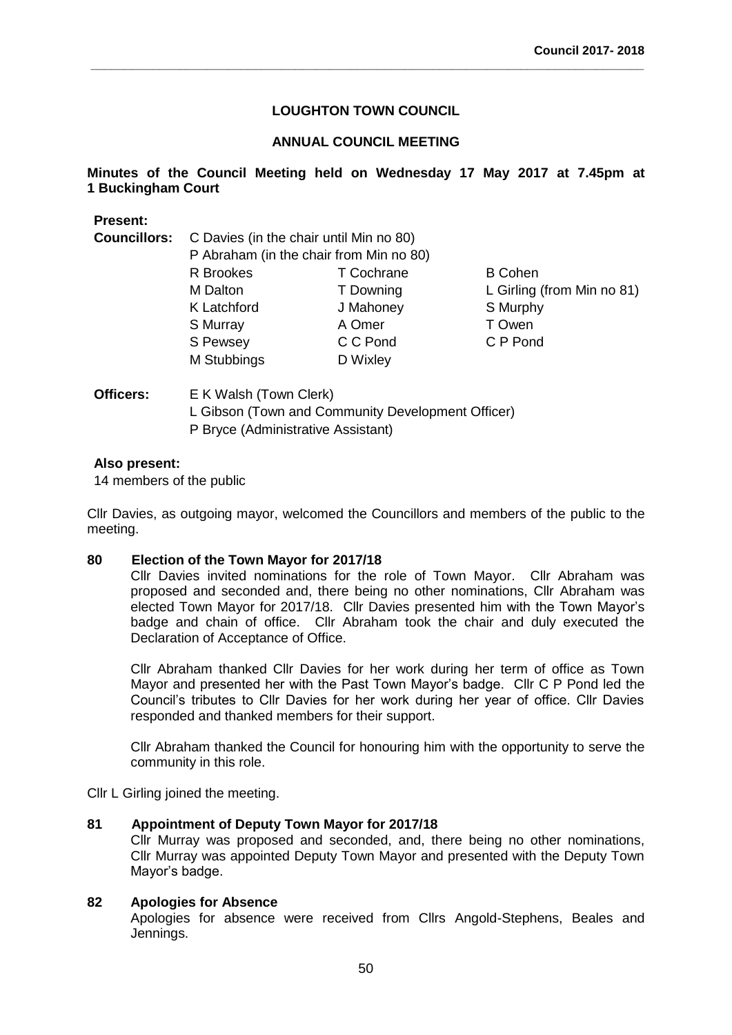# LOUGHTON TOWN COUNCIL

## ANNUAL COUNCIL MEETING

**Minutes of the Council Meeting held on Wednesday 17 May 2017 at 7.45pm at 1 Buckingham Court**

**Present:**

**Councillors:** C Davies (in the chair until Min no 80)
P Abraham (in the chair from Min no 80)

| | | |
|---|---|---|
| R Brookes | T Cochrane | B Cohen |
| M Dalton | T Downing | L Girling (from Min no 81) |
| K Latchford | J Mahoney | S Murphy |
| S Murray | A Omer | T Owen |
| S Pewsey | C C Pond | C P Pond |
| M Stubbings | D Wixley | |

**Officers:** E K Walsh (Town Clerk)
L Gibson (Town and Community Development Officer)
P Bryce (Administrative Assistant)

**Also present:**
14 members of the public

Cllr Davies, as outgoing mayor, welcomed the Councillors and members of the public to the meeting.

**80 Election of the Town Mayor for 2017/18**

Cllr Davies invited nominations for the role of Town Mayor. Cllr Abraham was proposed and seconded and, there being no other nominations, Cllr Abraham was elected Town Mayor for 2017/18. Cllr Davies presented him with the Town Mayor's badge and chain of office. Cllr Abraham took the chair and duly executed the Declaration of Acceptance of Office.

Cllr Abraham thanked Cllr Davies for her work during her term of office as Town Mayor and presented her with the Past Town Mayor's badge. Cllr C P Pond led the Council's tributes to Cllr Davies for her work during her year of office. Cllr Davies responded and thanked members for their support.

Cllr Abraham thanked the Council for honouring him with the opportunity to serve the community in this role.

Cllr L Girling joined the meeting.

**81 Appointment of Deputy Town Mayor for 2017/18**

Cllr Murray was proposed and seconded, and, there being no other nominations, Cllr Murray was appointed Deputy Town Mayor and presented with the Deputy Town Mayor's badge.

**82 Apologies for Absence**

Apologies for absence were received from Cllrs Angold-Stephens, Beales and Jennings.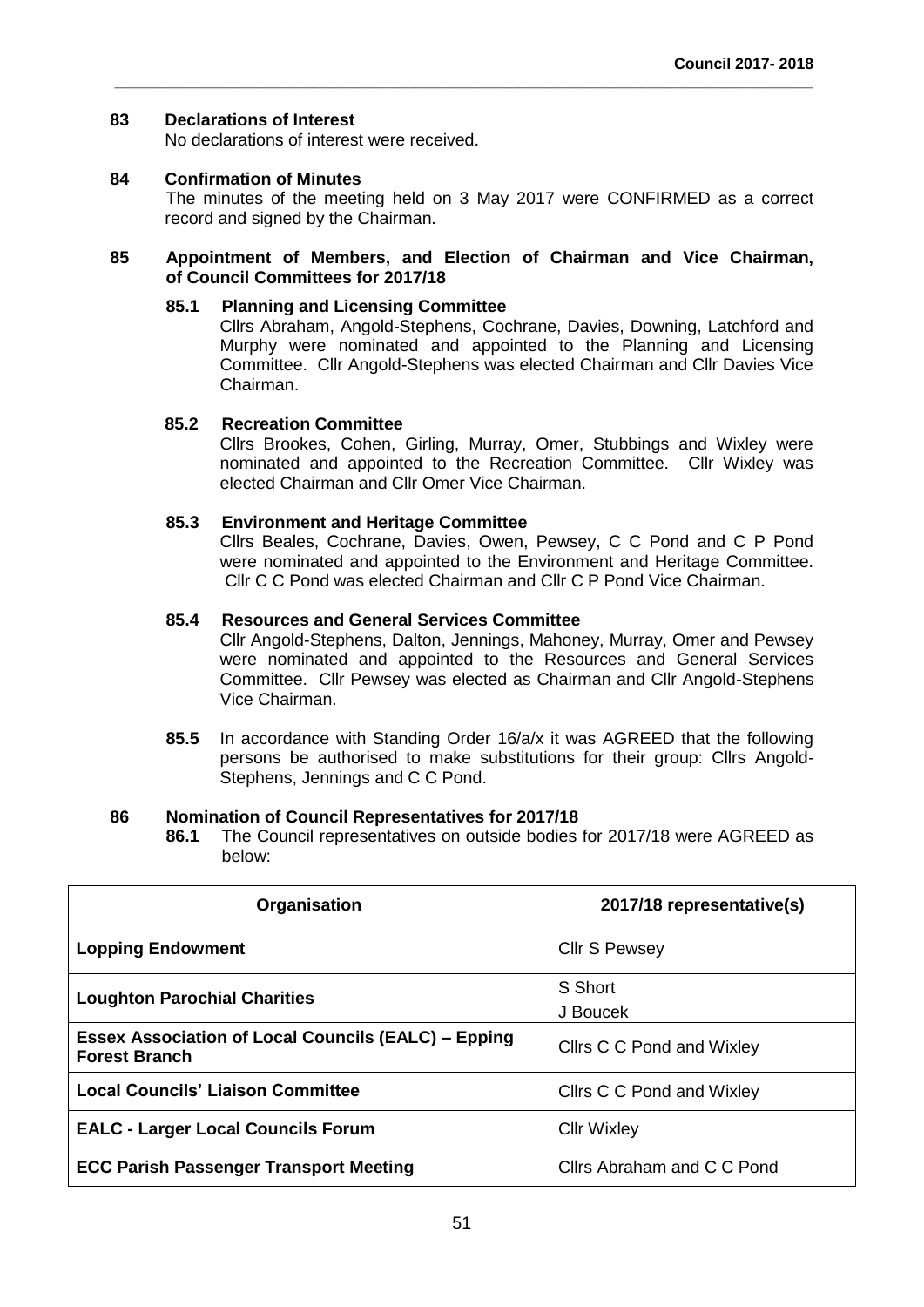## 83 Declarations of Interest

No declarations of interest were received.

## 84 Confirmation of Minutes

The minutes of the meeting held on 3 May 2017 were CONFIRMED as a correct record and signed by the Chairman.

## 85 Appointment of Members, and Election of Chairman and Vice Chairman, of Council Committees for 2017/18

### 85.1 Planning and Licensing Committee

Cllrs Abraham, Angold-Stephens, Cochrane, Davies, Downing, Latchford and Murphy were nominated and appointed to the Planning and Licensing Committee. Cllr Angold-Stephens was elected Chairman and Cllr Davies Vice Chairman.

### 85.2 Recreation Committee

Cllrs Brookes, Cohen, Girling, Murray, Omer, Stubbings and Wixley were nominated and appointed to the Recreation Committee. Cllr Wixley was elected Chairman and Cllr Omer Vice Chairman.

### 85.3 Environment and Heritage Committee

Cllrs Beales, Cochrane, Davies, Owen, Pewsey, C C Pond and C P Pond were nominated and appointed to the Environment and Heritage Committee. Cllr C C Pond was elected Chairman and Cllr C P Pond Vice Chairman.

### 85.4 Resources and General Services Committee

Cllr Angold-Stephens, Dalton, Jennings, Mahoney, Murray, Omer and Pewsey were nominated and appointed to the Resources and General Services Committee. Cllr Pewsey was elected as Chairman and Cllr Angold-Stephens Vice Chairman.

**85.5** In accordance with Standing Order 16/a/x it was AGREED that the following persons be authorised to make substitutions for their group: Cllrs Angold-Stephens, Jennings and C C Pond.

## 86 Nomination of Council Representatives for 2017/18

**86.1** The Council representatives on outside bodies for 2017/18 were AGREED as below:

| Organisation | 2017/18 representative(s) |
|---|---|
| **Lopping Endowment** | Cllr S Pewsey |
| **Loughton Parochial Charities** | S Short<br>J Boucek |
| **Essex Association of Local Councils (EALC) – Epping Forest Branch** | Cllrs C C Pond and Wixley |
| **Local Councils' Liaison Committee** | Cllrs C C Pond and Wixley |
| **EALC - Larger Local Councils Forum** | Cllr Wixley |
| **ECC Parish Passenger Transport Meeting** | Cllrs Abraham and C C Pond |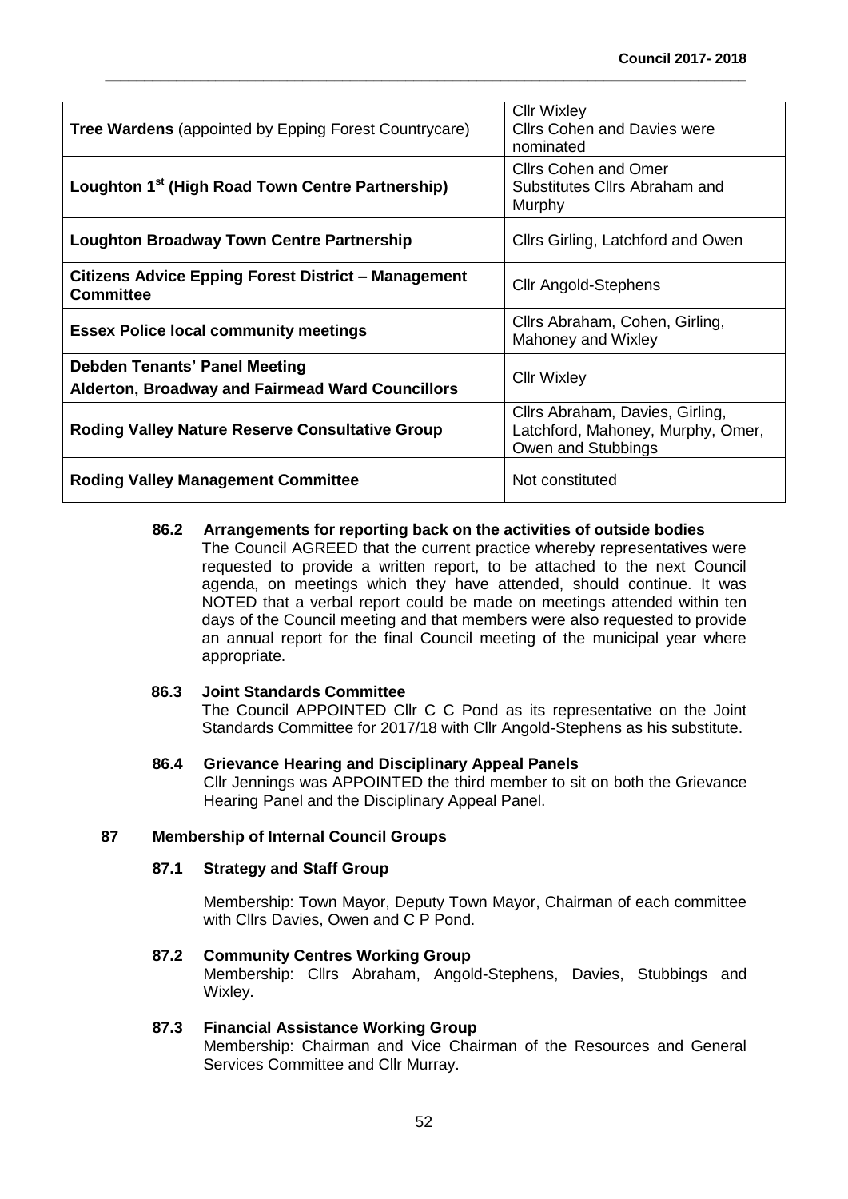| | |
|---|---|
| **Tree Wardens** (appointed by Epping Forest Countrycare) | Cllr Wixley<br>Cllrs Cohen and Davies were nominated |
| **Loughton 1st (High Road Town Centre Partnership)** | Cllrs Cohen and Omer<br>Substitutes Cllrs Abraham and Murphy |
| **Loughton Broadway Town Centre Partnership** | Cllrs Girling, Latchford and Owen |
| **Citizens Advice Epping Forest District – Management Committee** | Cllr Angold-Stephens |
| **Essex Police local community meetings** | Cllrs Abraham, Cohen, Girling, Mahoney and Wixley |
| **Debden Tenants' Panel Meeting**<br>**Alderton, Broadway and Fairmead Ward Councillors** | Cllr Wixley |
| **Roding Valley Nature Reserve Consultative Group** | Cllrs Abraham, Davies, Girling, Latchford, Mahoney, Murphy, Omer, Owen and Stubbings |
| **Roding Valley Management Committee** | Not constituted |

**86.2 Arrangements for reporting back on the activities of outside bodies**

The Council AGREED that the current practice whereby representatives were requested to provide a written report, to be attached to the next Council agenda, on meetings which they have attended, should continue. It was NOTED that a verbal report could be made on meetings attended within ten days of the Council meeting and that members were also requested to provide an annual report for the final Council meeting of the municipal year where appropriate.

**86.3 Joint Standards Committee**

The Council APPOINTED Cllr C C Pond as its representative on the Joint Standards Committee for 2017/18 with Cllr Angold-Stephens as his substitute.

**86.4 Grievance Hearing and Disciplinary Appeal Panels**

Cllr Jennings was APPOINTED the third member to sit on both the Grievance Hearing Panel and the Disciplinary Appeal Panel.

## 87 Membership of Internal Council Groups

**87.1 Strategy and Staff Group**

Membership: Town Mayor, Deputy Town Mayor, Chairman of each committee with Cllrs Davies, Owen and C P Pond.

**87.2 Community Centres Working Group**

Membership: Cllrs Abraham, Angold-Stephens, Davies, Stubbings and Wixley.

**87.3 Financial Assistance Working Group**

Membership: Chairman and Vice Chairman of the Resources and General Services Committee and Cllr Murray.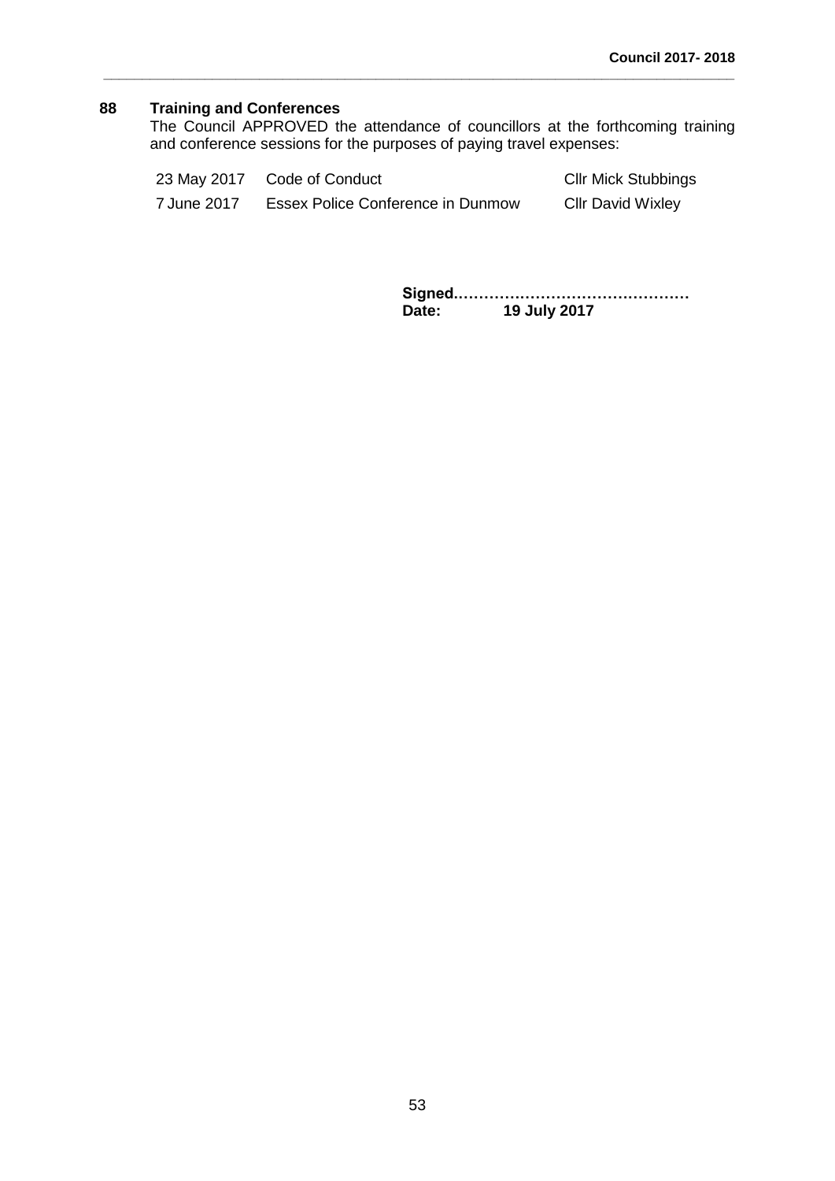## 88 Training and Conferences

The Council APPROVED the attendance of councillors at the forthcoming training and conference sessions for the purposes of paying travel expenses:

| | | |
|---|---|---|
| 23 May 2017 | Code of Conduct | Cllr Mick Stubbings |
| 7 June 2017 | Essex Police Conference in Dunmow | Cllr David Wixley |

**Signed………………………………………**
**Date: 19 July 2017**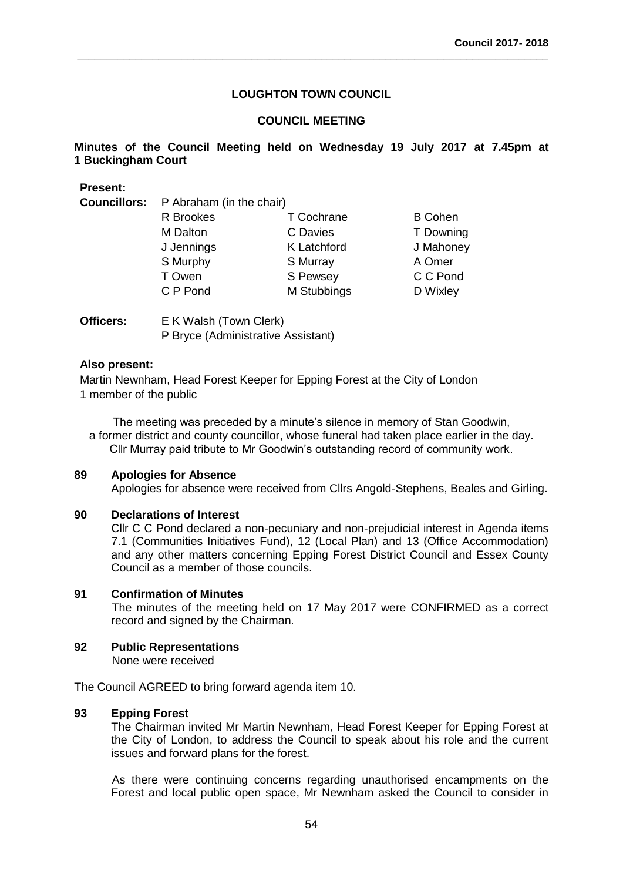# LOUGHTON TOWN COUNCIL

## COUNCIL MEETING

**Minutes of the Council Meeting held on Wednesday 19 July 2017 at 7.45pm at 1 Buckingham Court**

**Present:**

**Councillors:** P Abraham (in the chair)

| | | |
|---|---|---|
| R Brookes | T Cochrane | B Cohen |
| M Dalton | C Davies | T Downing |
| J Jennings | K Latchford | J Mahoney |
| S Murphy | S Murray | A Omer |
| T Owen | S Pewsey | C C Pond |
| C P Pond | M Stubbings | D Wixley |

**Officers:** E K Walsh (Town Clerk)
P Bryce (Administrative Assistant)

**Also present:**

Martin Newnham, Head Forest Keeper for Epping Forest at the City of London
1 member of the public

The meeting was preceded by a minute's silence in memory of Stan Goodwin, a former district and county councillor, whose funeral had taken place earlier in the day. Cllr Murray paid tribute to Mr Goodwin's outstanding record of community work.

**89 Apologies for Absence**

Apologies for absence were received from Cllrs Angold-Stephens, Beales and Girling.

**90 Declarations of Interest**

Cllr C C Pond declared a non-pecuniary and non-prejudicial interest in Agenda items 7.1 (Communities Initiatives Fund), 12 (Local Plan) and 13 (Office Accommodation) and any other matters concerning Epping Forest District Council and Essex County Council as a member of those councils.

**91 Confirmation of Minutes**

The minutes of the meeting held on 17 May 2017 were CONFIRMED as a correct record and signed by the Chairman.

**92 Public Representations**

None were received

The Council AGREED to bring forward agenda item 10.

**93 Epping Forest**

The Chairman invited Mr Martin Newnham, Head Forest Keeper for Epping Forest at the City of London, to address the Council to speak about his role and the current issues and forward plans for the forest.

As there were continuing concerns regarding unauthorised encampments on the Forest and local public open space, Mr Newnham asked the Council to consider in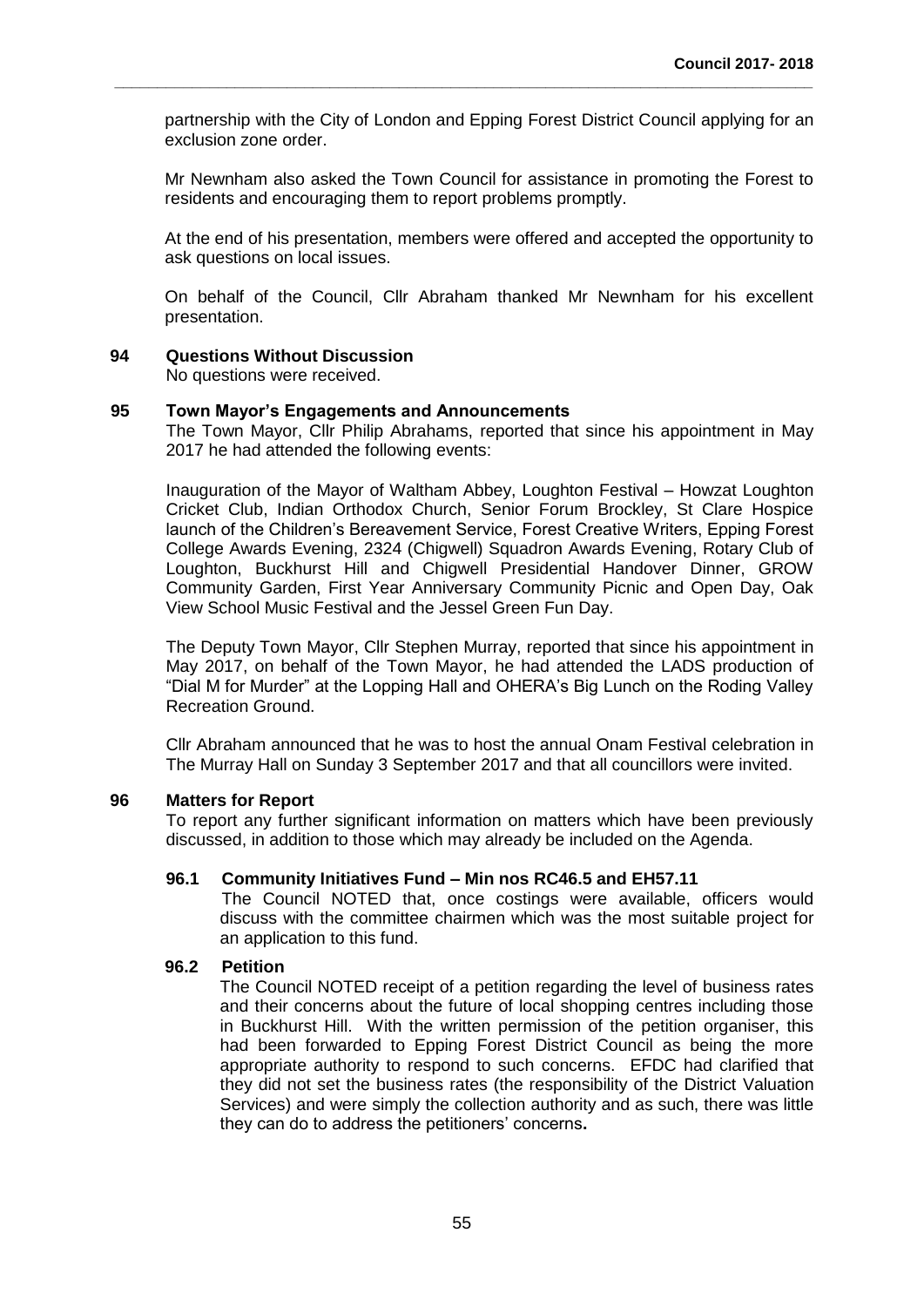partnership with the City of London and Epping Forest District Council applying for an exclusion zone order.

Mr Newnham also asked the Town Council for assistance in promoting the Forest to residents and encouraging them to report problems promptly.

At the end of his presentation, members were offered and accepted the opportunity to ask questions on local issues.

On behalf of the Council, Cllr Abraham thanked Mr Newnham for his excellent presentation.

**94 Questions Without Discussion**

No questions were received.

**95 Town Mayor's Engagements and Announcements**

The Town Mayor, Cllr Philip Abrahams, reported that since his appointment in May 2017 he had attended the following events:

Inauguration of the Mayor of Waltham Abbey, Loughton Festival – Howzat Loughton Cricket Club, Indian Orthodox Church, Senior Forum Brockley, St Clare Hospice launch of the Children's Bereavement Service, Forest Creative Writers, Epping Forest College Awards Evening, 2324 (Chigwell) Squadron Awards Evening, Rotary Club of Loughton, Buckhurst Hill and Chigwell Presidential Handover Dinner, GROW Community Garden, First Year Anniversary Community Picnic and Open Day, Oak View School Music Festival and the Jessel Green Fun Day.

The Deputy Town Mayor, Cllr Stephen Murray, reported that since his appointment in May 2017, on behalf of the Town Mayor, he had attended the LADS production of "Dial M for Murder" at the Lopping Hall and OHERA's Big Lunch on the Roding Valley Recreation Ground.

Cllr Abraham announced that he was to host the annual Onam Festival celebration in The Murray Hall on Sunday 3 September 2017 and that all councillors were invited.

**96 Matters for Report**

To report any further significant information on matters which have been previously discussed, in addition to those which may already be included on the Agenda.

**96.1 Community Initiatives Fund – Min nos RC46.5 and EH57.11**

The Council NOTED that, once costings were available, officers would discuss with the committee chairmen which was the most suitable project for an application to this fund.

**96.2 Petition**

The Council NOTED receipt of a petition regarding the level of business rates and their concerns about the future of local shopping centres including those in Buckhurst Hill. With the written permission of the petition organiser, this had been forwarded to Epping Forest District Council as being the more appropriate authority to respond to such concerns. EFDC had clarified that they did not set the business rates (the responsibility of the District Valuation Services) and were simply the collection authority and as such, there was little they can do to address the petitioners' concerns**.**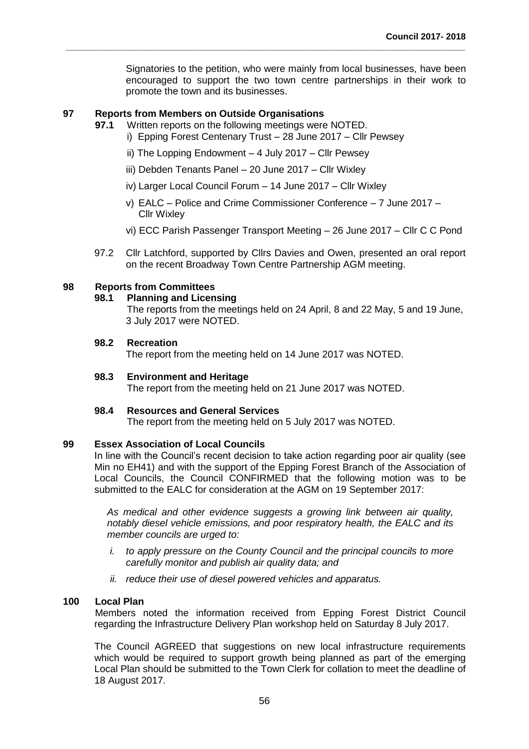Signatories to the petition, who were mainly from local businesses, have been encouraged to support the two town centre partnerships in their work to promote the town and its businesses.

## 97 Reports from Members on Outside Organisations

**97.1** Written reports on the following meetings were NOTED.

i) Epping Forest Centenary Trust – 28 June 2017 – Cllr Pewsey

ii) The Lopping Endowment – 4 July 2017 – Cllr Pewsey

iii) Debden Tenants Panel – 20 June 2017 – Cllr Wixley

iv) Larger Local Council Forum – 14 June 2017 – Cllr Wixley

v) EALC – Police and Crime Commissioner Conference – 7 June 2017 – Cllr Wixley

vi) ECC Parish Passenger Transport Meeting – 26 June 2017 – Cllr C C Pond

97.2 Cllr Latchford, supported by Cllrs Davies and Owen, presented an oral report on the recent Broadway Town Centre Partnership AGM meeting.

## 98 Reports from Committees

### 98.1 Planning and Licensing

The reports from the meetings held on 24 April, 8 and 22 May, 5 and 19 June, 3 July 2017 were NOTED.

### 98.2 Recreation

The report from the meeting held on 14 June 2017 was NOTED.

### 98.3 Environment and Heritage

The report from the meeting held on 21 June 2017 was NOTED.

### 98.4 Resources and General Services

The report from the meeting held on 5 July 2017 was NOTED.

## 99 Essex Association of Local Councils

In line with the Council's recent decision to take action regarding poor air quality (see Min no EH41) and with the support of the Epping Forest Branch of the Association of Local Councils, the Council CONFIRMED that the following motion was to be submitted to the EALC for consideration at the AGM on 19 September 2017:

*As medical and other evidence suggests a growing link between air quality, notably diesel vehicle emissions, and poor respiratory health, the EALC and its member councils are urged to:*

*i. to apply pressure on the County Council and the principal councils to more carefully monitor and publish air quality data; and*

*ii. reduce their use of diesel powered vehicles and apparatus.*

## 100 Local Plan

Members noted the information received from Epping Forest District Council regarding the Infrastructure Delivery Plan workshop held on Saturday 8 July 2017.

The Council AGREED that suggestions on new local infrastructure requirements which would be required to support growth being planned as part of the emerging Local Plan should be submitted to the Town Clerk for collation to meet the deadline of 18 August 2017.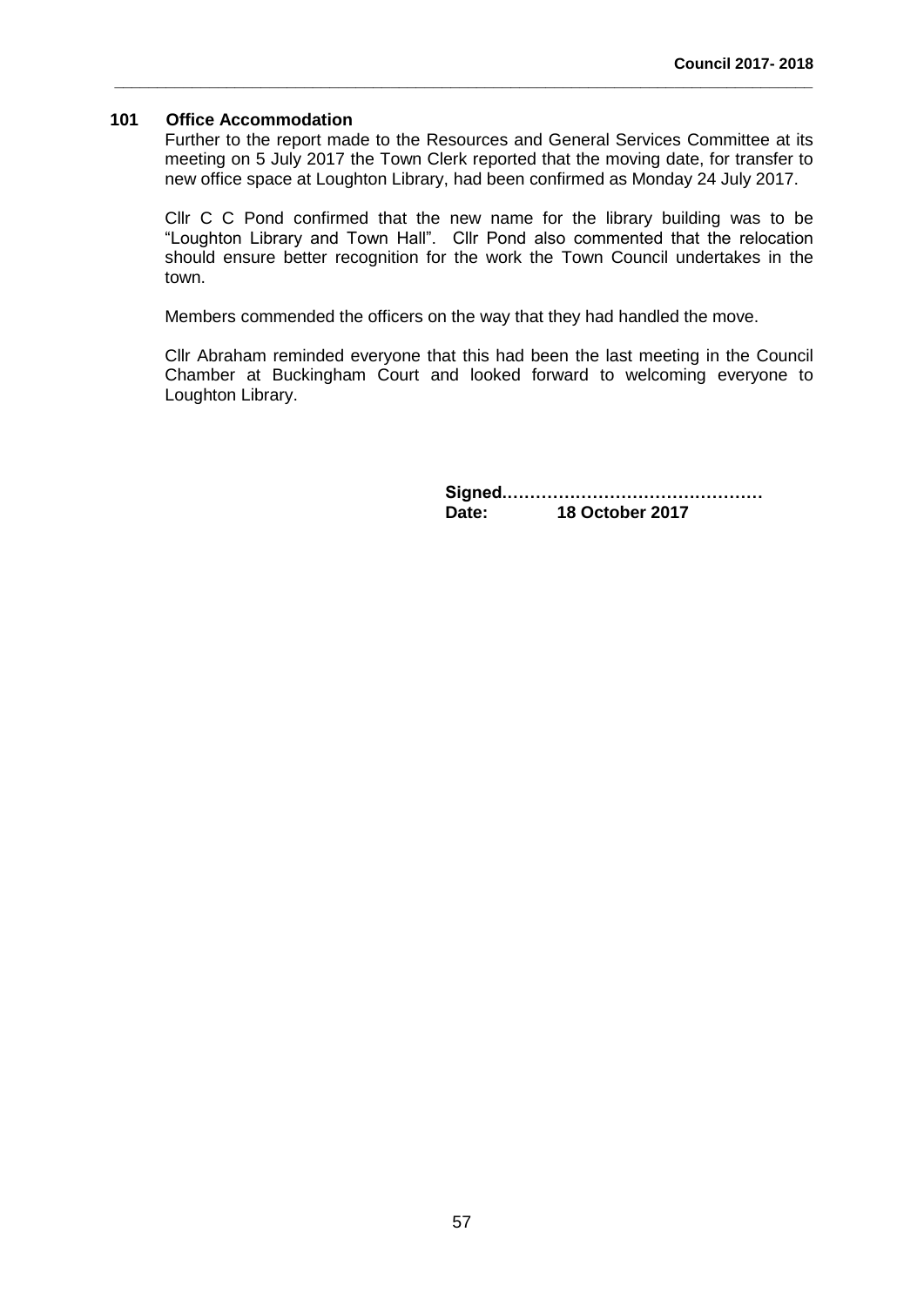### 101 Office Accommodation

Further to the report made to the Resources and General Services Committee at its meeting on 5 July 2017 the Town Clerk reported that the moving date, for transfer to new office space at Loughton Library, had been confirmed as Monday 24 July 2017.

Cllr C C Pond confirmed that the new name for the library building was to be "Loughton Library and Town Hall". Cllr Pond also commented that the relocation should ensure better recognition for the work the Town Council undertakes in the town.

Members commended the officers on the way that they had handled the move.

Cllr Abraham reminded everyone that this had been the last meeting in the Council Chamber at Buckingham Court and looked forward to welcoming everyone to Loughton Library.

**Signed………………………………………**
**Date: 18 October 2017**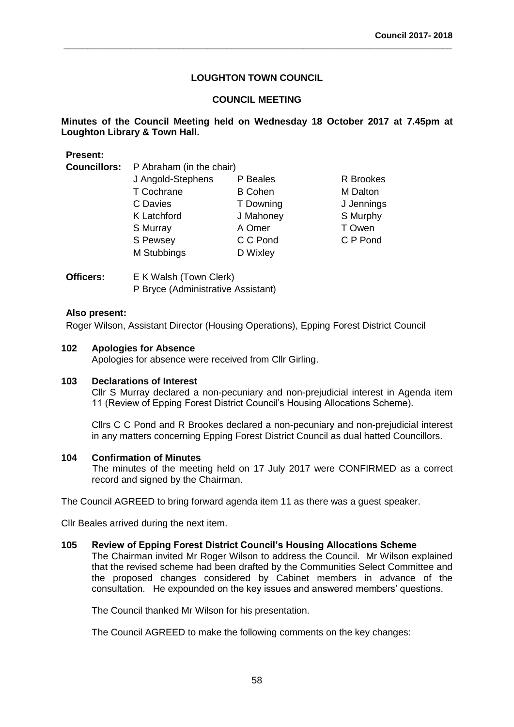# LOUGHTON TOWN COUNCIL

## COUNCIL MEETING

**Minutes of the Council Meeting held on Wednesday 18 October 2017 at 7.45pm at Loughton Library & Town Hall.**

**Present:**

**Councillors:** P Abraham (in the chair)

| | | |
|---|---|---|
| J Angold-Stephens | P Beales | R Brookes |
| T Cochrane | B Cohen | M Dalton |
| C Davies | T Downing | J Jennings |
| K Latchford | J Mahoney | S Murphy |
| S Murray | A Omer | T Owen |
| S Pewsey | C C Pond | C P Pond |
| M Stubbings | D Wixley | |

**Officers:** E K Walsh (Town Clerk)
P Bryce (Administrative Assistant)

**Also present:**
Roger Wilson, Assistant Director (Housing Operations), Epping Forest District Council

**102 Apologies for Absence**

Apologies for absence were received from Cllr Girling.

**103 Declarations of Interest**

Cllr S Murray declared a non-pecuniary and non-prejudicial interest in Agenda item 11 (Review of Epping Forest District Council's Housing Allocations Scheme).

Cllrs C C Pond and R Brookes declared a non-pecuniary and non-prejudicial interest in any matters concerning Epping Forest District Council as dual hatted Councillors.

**104 Confirmation of Minutes**

The minutes of the meeting held on 17 July 2017 were CONFIRMED as a correct record and signed by the Chairman.

The Council AGREED to bring forward agenda item 11 as there was a guest speaker.

Cllr Beales arrived during the next item.

**105 Review of Epping Forest District Council's Housing Allocations Scheme**

The Chairman invited Mr Roger Wilson to address the Council. Mr Wilson explained that the revised scheme had been drafted by the Communities Select Committee and the proposed changes considered by Cabinet members in advance of the consultation. He expounded on the key issues and answered members' questions.

The Council thanked Mr Wilson for his presentation.

The Council AGREED to make the following comments on the key changes: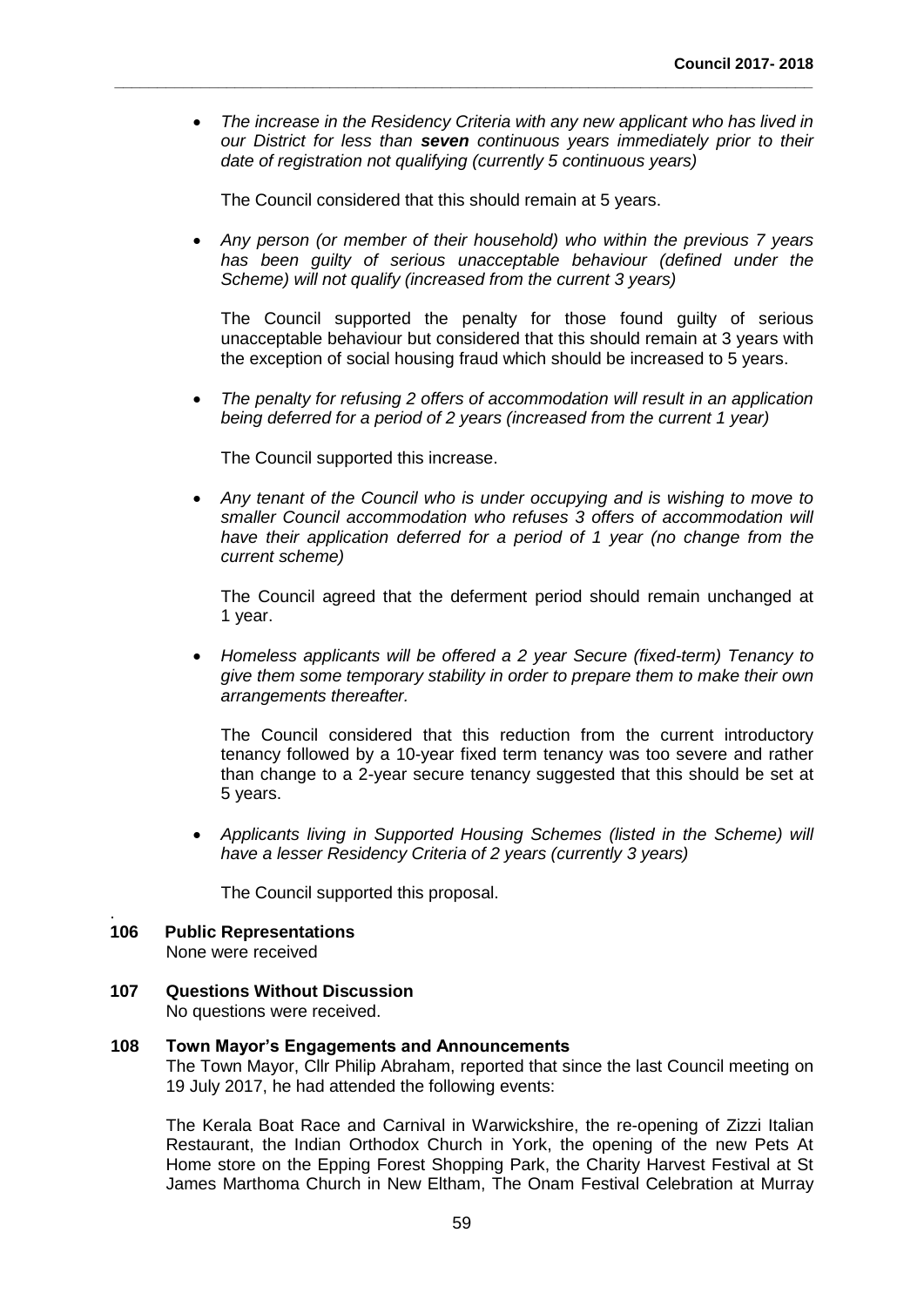- *The increase in the Residency Criteria with any new applicant who has lived in our District for less than* ***seven*** *continuous years immediately prior to their date of registration not qualifying (currently 5 continuous years)*

  The Council considered that this should remain at 5 years.

- *Any person (or member of their household) who within the previous 7 years has been guilty of serious unacceptable behaviour (defined under the Scheme) will not qualify (increased from the current 3 years)*

  The Council supported the penalty for those found guilty of serious unacceptable behaviour but considered that this should remain at 3 years with the exception of social housing fraud which should be increased to 5 years.

- *The penalty for refusing 2 offers of accommodation will result in an application being deferred for a period of 2 years (increased from the current 1 year)*

  The Council supported this increase.

- *Any tenant of the Council who is under occupying and is wishing to move to smaller Council accommodation who refuses 3 offers of accommodation will have their application deferred for a period of 1 year (no change from the current scheme)*

  The Council agreed that the deferment period should remain unchanged at 1 year.

- *Homeless applicants will be offered a 2 year Secure (fixed-term) Tenancy to give them some temporary stability in order to prepare them to make their own arrangements thereafter.*

  The Council considered that this reduction from the current introductory tenancy followed by a 10-year fixed term tenancy was too severe and rather than change to a 2-year secure tenancy suggested that this should be set at 5 years.

- *Applicants living in Supported Housing Schemes (listed in the Scheme) will have a lesser Residency Criteria of 2 years (currently 3 years)*

  The Council supported this proposal.

**106 Public Representations**

None were received

**107 Questions Without Discussion**

No questions were received.

**108 Town Mayor's Engagements and Announcements**

The Town Mayor, Cllr Philip Abraham, reported that since the last Council meeting on 19 July 2017, he had attended the following events:

The Kerala Boat Race and Carnival in Warwickshire, the re-opening of Zizzi Italian Restaurant, the Indian Orthodox Church in York, the opening of the new Pets At Home store on the Epping Forest Shopping Park, the Charity Harvest Festival at St James Marthoma Church in New Eltham, The Onam Festival Celebration at Murray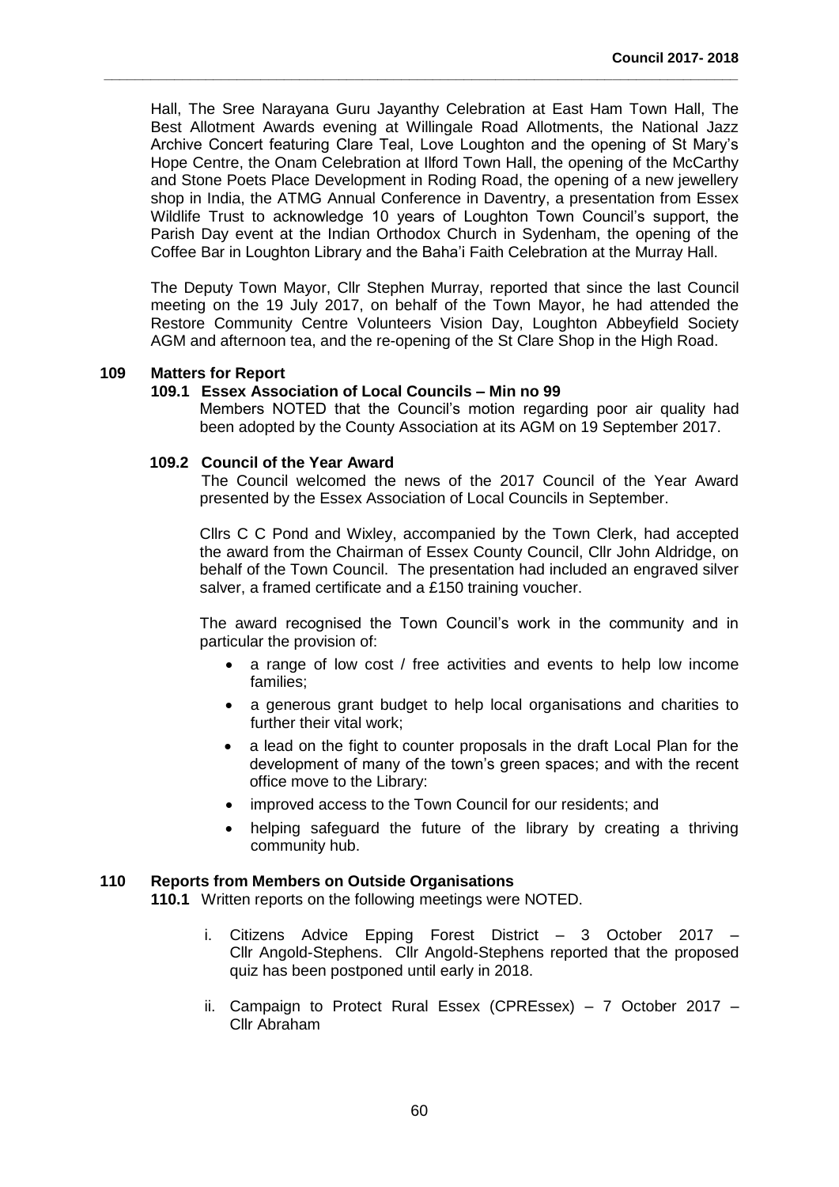Hall, The Sree Narayana Guru Jayanthy Celebration at East Ham Town Hall, The Best Allotment Awards evening at Willingale Road Allotments, the National Jazz Archive Concert featuring Clare Teal, Love Loughton and the opening of St Mary's Hope Centre, the Onam Celebration at Ilford Town Hall, the opening of the McCarthy and Stone Poets Place Development in Roding Road, the opening of a new jewellery shop in India, the ATMG Annual Conference in Daventry, a presentation from Essex Wildlife Trust to acknowledge 10 years of Loughton Town Council's support, the Parish Day event at the Indian Orthodox Church in Sydenham, the opening of the Coffee Bar in Loughton Library and the Baha'i Faith Celebration at the Murray Hall.

The Deputy Town Mayor, Cllr Stephen Murray, reported that since the last Council meeting on the 19 July 2017, on behalf of the Town Mayor, he had attended the Restore Community Centre Volunteers Vision Day, Loughton Abbeyfield Society AGM and afternoon tea, and the re-opening of the St Clare Shop in the High Road.

**109 Matters for Report**

**109.1 Essex Association of Local Councils – Min no 99**

Members NOTED that the Council's motion regarding poor air quality had been adopted by the County Association at its AGM on 19 September 2017.

**109.2 Council of the Year Award**

The Council welcomed the news of the 2017 Council of the Year Award presented by the Essex Association of Local Councils in September.

Cllrs C C Pond and Wixley, accompanied by the Town Clerk, had accepted the award from the Chairman of Essex County Council, Cllr John Aldridge, on behalf of the Town Council. The presentation had included an engraved silver salver, a framed certificate and a £150 training voucher.

The award recognised the Town Council's work in the community and in particular the provision of:

- a range of low cost / free activities and events to help low income families;
- a generous grant budget to help local organisations and charities to further their vital work;
- a lead on the fight to counter proposals in the draft Local Plan for the development of many of the town's green spaces; and with the recent office move to the Library:
- improved access to the Town Council for our residents; and
- helping safeguard the future of the library by creating a thriving community hub.

**110 Reports from Members on Outside Organisations**

**110.1** Written reports on the following meetings were NOTED.

i. Citizens Advice Epping Forest District – 3 October 2017 – Cllr Angold-Stephens. Cllr Angold-Stephens reported that the proposed quiz has been postponed until early in 2018.

ii. Campaign to Protect Rural Essex (CPREssex) – 7 October 2017 – Cllr Abraham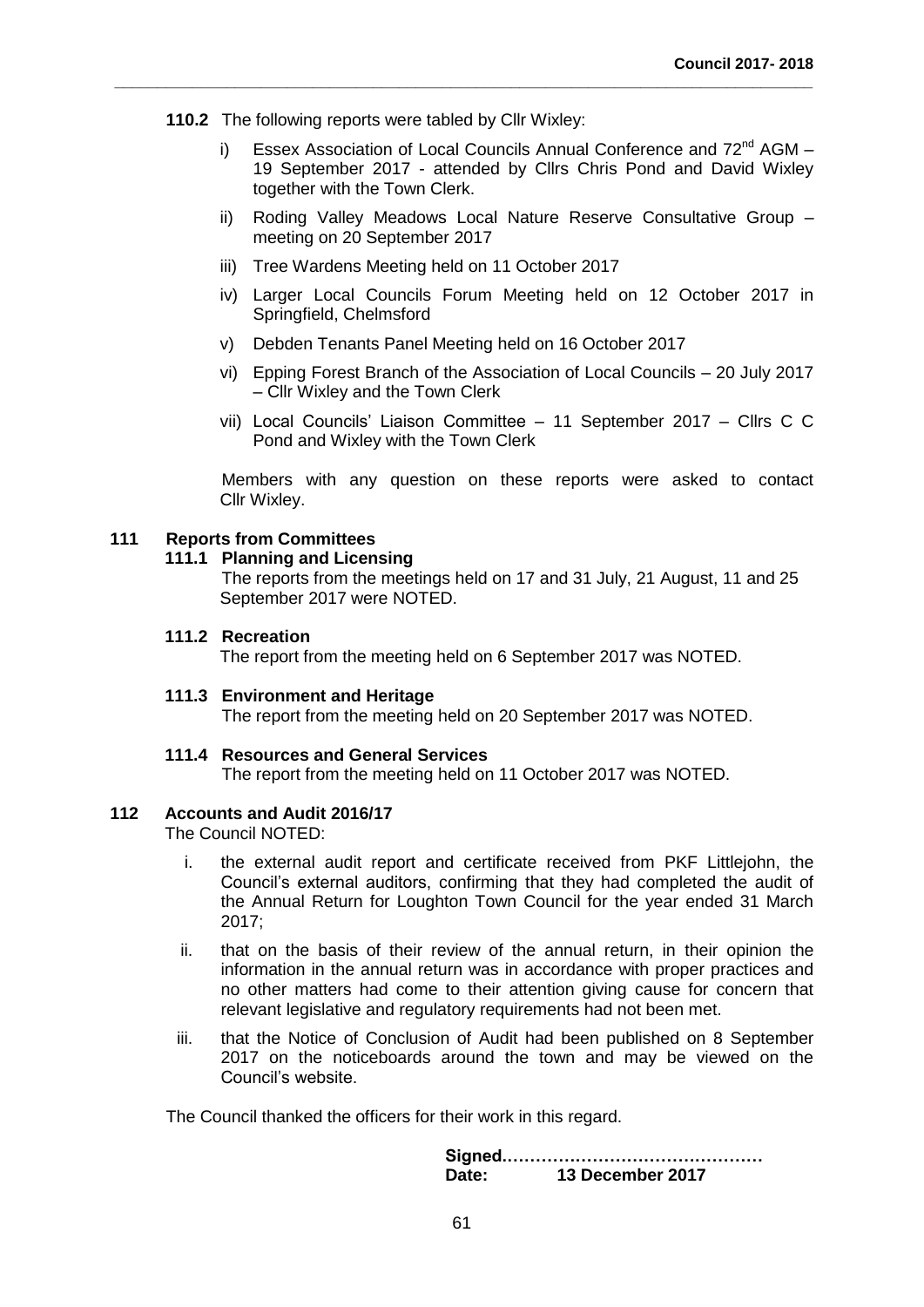**110.2** The following reports were tabled by Cllr Wixley:

i) Essex Association of Local Councils Annual Conference and 72nd AGM – 19 September 2017 - attended by Cllrs Chris Pond and David Wixley together with the Town Clerk.

ii) Roding Valley Meadows Local Nature Reserve Consultative Group – meeting on 20 September 2017

iii) Tree Wardens Meeting held on 11 October 2017

iv) Larger Local Councils Forum Meeting held on 12 October 2017 in Springfield, Chelmsford

v) Debden Tenants Panel Meeting held on 16 October 2017

vi) Epping Forest Branch of the Association of Local Councils – 20 July 2017 – Cllr Wixley and the Town Clerk

vii) Local Councils' Liaison Committee – 11 September 2017 – Cllrs C C Pond and Wixley with the Town Clerk

Members with any question on these reports were asked to contact Cllr Wixley.

## 111 Reports from Committees

### 111.1 Planning and Licensing

The reports from the meetings held on 17 and 31 July, 21 August, 11 and 25 September 2017 were NOTED.

### 111.2 Recreation

The report from the meeting held on 6 September 2017 was NOTED.

### 111.3 Environment and Heritage

The report from the meeting held on 20 September 2017 was NOTED.

### 111.4 Resources and General Services

The report from the meeting held on 11 October 2017 was NOTED.

## 112 Accounts and Audit 2016/17

The Council NOTED:

i. the external audit report and certificate received from PKF Littlejohn, the Council's external auditors, confirming that they had completed the audit of the Annual Return for Loughton Town Council for the year ended 31 March 2017;

ii. that on the basis of their review of the annual return, in their opinion the information in the annual return was in accordance with proper practices and no other matters had come to their attention giving cause for concern that relevant legislative and regulatory requirements had not been met.

iii. that the Notice of Conclusion of Audit had been published on 8 September 2017 on the noticeboards around the town and may be viewed on the Council's website.

The Council thanked the officers for their work in this regard.

**Signed……………………………………**
**Date: 13 December 2017**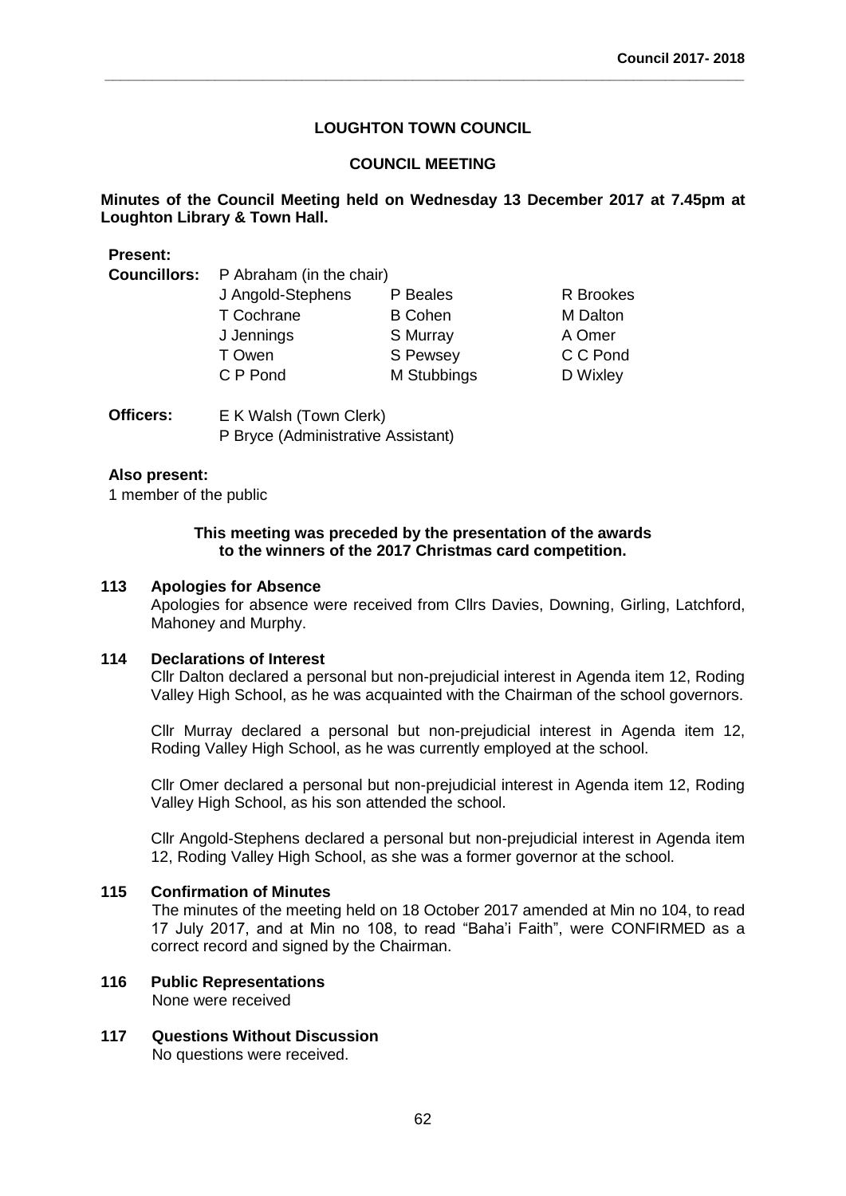# LOUGHTON TOWN COUNCIL

## COUNCIL MEETING

**Minutes of the Council Meeting held on Wednesday 13 December 2017 at 7.45pm at Loughton Library & Town Hall.**

**Present:**

**Councillors:** P Abraham (in the chair)

| | | |
|---|---|---|
| J Angold-Stephens | P Beales | R Brookes |
| T Cochrane | B Cohen | M Dalton |
| J Jennings | S Murray | A Omer |
| T Owen | S Pewsey | C C Pond |
| C P Pond | M Stubbings | D Wixley |

**Officers:** E K Walsh (Town Clerk)
P Bryce (Administrative Assistant)

**Also present:**
1 member of the public

**This meeting was preceded by the presentation of the awards to the winners of the 2017 Christmas card competition.**

### 113 Apologies for Absence

Apologies for absence were received from Cllrs Davies, Downing, Girling, Latchford, Mahoney and Murphy.

### 114 Declarations of Interest

Cllr Dalton declared a personal but non-prejudicial interest in Agenda item 12, Roding Valley High School, as he was acquainted with the Chairman of the school governors.

Cllr Murray declared a personal but non-prejudicial interest in Agenda item 12, Roding Valley High School, as he was currently employed at the school.

Cllr Omer declared a personal but non-prejudicial interest in Agenda item 12, Roding Valley High School, as his son attended the school.

Cllr Angold-Stephens declared a personal but non-prejudicial interest in Agenda item 12, Roding Valley High School, as she was a former governor at the school.

### 115 Confirmation of Minutes

The minutes of the meeting held on 18 October 2017 amended at Min no 104, to read 17 July 2017, and at Min no 108, to read "Baha'i Faith", were CONFIRMED as a correct record and signed by the Chairman.

### 116 Public Representations

None were received

### 117 Questions Without Discussion

No questions were received.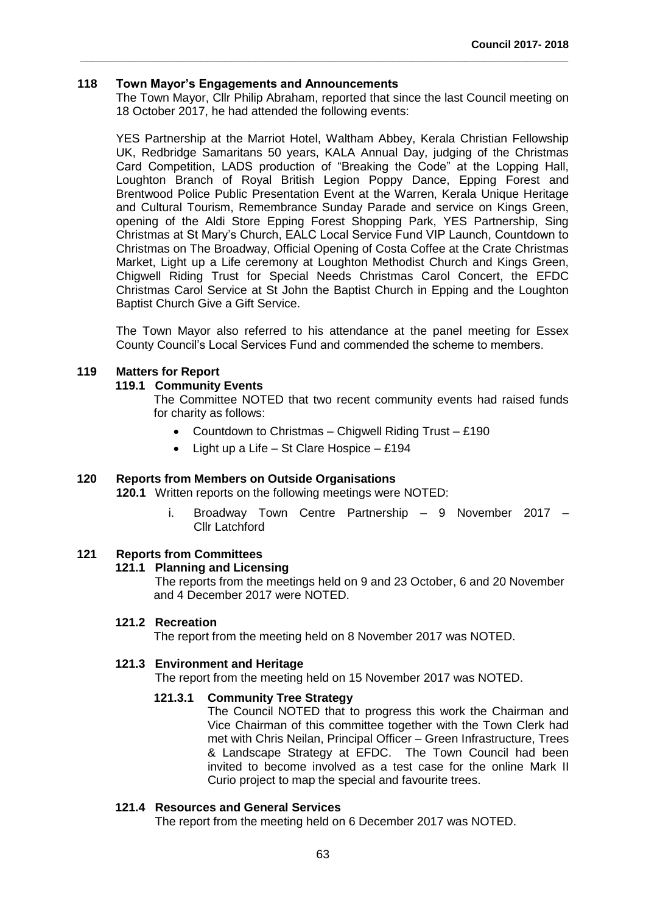### 118 Town Mayor's Engagements and Announcements

The Town Mayor, Cllr Philip Abraham, reported that since the last Council meeting on 18 October 2017, he had attended the following events:

YES Partnership at the Marriot Hotel, Waltham Abbey, Kerala Christian Fellowship UK, Redbridge Samaritans 50 years, KALA Annual Day, judging of the Christmas Card Competition, LADS production of "Breaking the Code" at the Lopping Hall, Loughton Branch of Royal British Legion Poppy Dance, Epping Forest and Brentwood Police Public Presentation Event at the Warren, Kerala Unique Heritage and Cultural Tourism, Remembrance Sunday Parade and service on Kings Green, opening of the Aldi Store Epping Forest Shopping Park, YES Partnership, Sing Christmas at St Mary's Church, EALC Local Service Fund VIP Launch, Countdown to Christmas on The Broadway, Official Opening of Costa Coffee at the Crate Christmas Market, Light up a Life ceremony at Loughton Methodist Church and Kings Green, Chigwell Riding Trust for Special Needs Christmas Carol Concert, the EFDC Christmas Carol Service at St John the Baptist Church in Epping and the Loughton Baptist Church Give a Gift Service.

The Town Mayor also referred to his attendance at the panel meeting for Essex County Council's Local Services Fund and commended the scheme to members.

### 119 Matters for Report

#### 119.1 Community Events

The Committee NOTED that two recent community events had raised funds for charity as follows:

- Countdown to Christmas – Chigwell Riding Trust – £190
- Light up a Life – St Clare Hospice – £194

### 120 Reports from Members on Outside Organisations

**120.1** Written reports on the following meetings were NOTED:

i. Broadway Town Centre Partnership – 9 November 2017 – Cllr Latchford

### 121 Reports from Committees

#### 121.1 Planning and Licensing

The reports from the meetings held on 9 and 23 October, 6 and 20 November and 4 December 2017 were NOTED.

#### 121.2 Recreation

The report from the meeting held on 8 November 2017 was NOTED.

#### 121.3 Environment and Heritage

The report from the meeting held on 15 November 2017 was NOTED.

##### 121.3.1 Community Tree Strategy

The Council NOTED that to progress this work the Chairman and Vice Chairman of this committee together with the Town Clerk had met with Chris Neilan, Principal Officer – Green Infrastructure, Trees & Landscape Strategy at EFDC. The Town Council had been invited to become involved as a test case for the online Mark II Curio project to map the special and favourite trees.

#### 121.4 Resources and General Services

The report from the meeting held on 6 December 2017 was NOTED.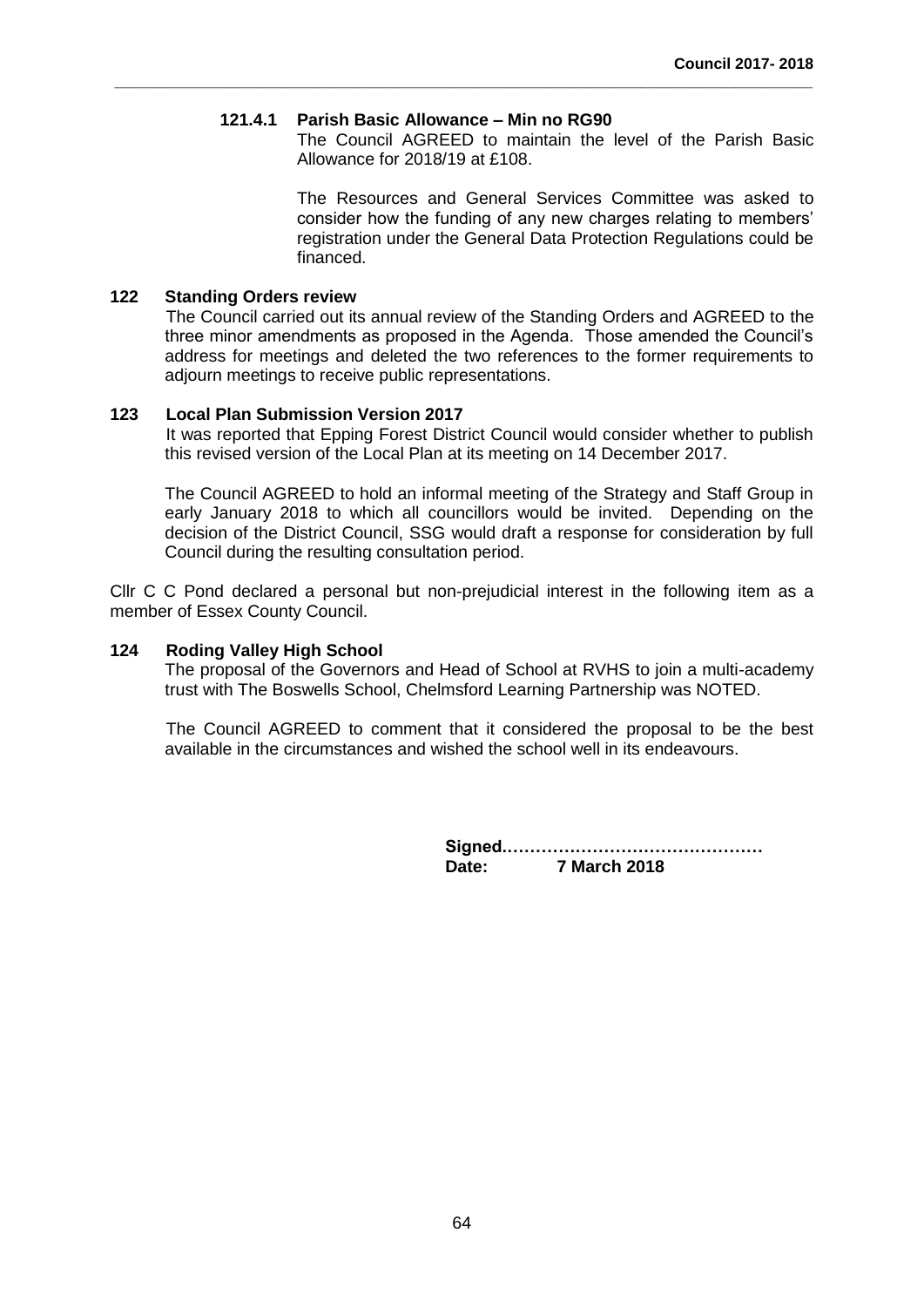#### 121.4.1 Parish Basic Allowance – Min no RG90

The Council AGREED to maintain the level of the Parish Basic Allowance for 2018/19 at £108.

The Resources and General Services Committee was asked to consider how the funding of any new charges relating to members' registration under the General Data Protection Regulations could be financed.

### 122 Standing Orders review

The Council carried out its annual review of the Standing Orders and AGREED to the three minor amendments as proposed in the Agenda. Those amended the Council's address for meetings and deleted the two references to the former requirements to adjourn meetings to receive public representations.

### 123 Local Plan Submission Version 2017

It was reported that Epping Forest District Council would consider whether to publish this revised version of the Local Plan at its meeting on 14 December 2017.

The Council AGREED to hold an informal meeting of the Strategy and Staff Group in early January 2018 to which all councillors would be invited. Depending on the decision of the District Council, SSG would draft a response for consideration by full Council during the resulting consultation period.

Cllr C C Pond declared a personal but non-prejudicial interest in the following item as a member of Essex County Council.

### 124 Roding Valley High School

The proposal of the Governors and Head of School at RVHS to join a multi-academy trust with The Boswells School, Chelmsford Learning Partnership was NOTED.

The Council AGREED to comment that it considered the proposal to be the best available in the circumstances and wished the school well in its endeavours.

**Signed………………………………………**
**Date: 7 March 2018**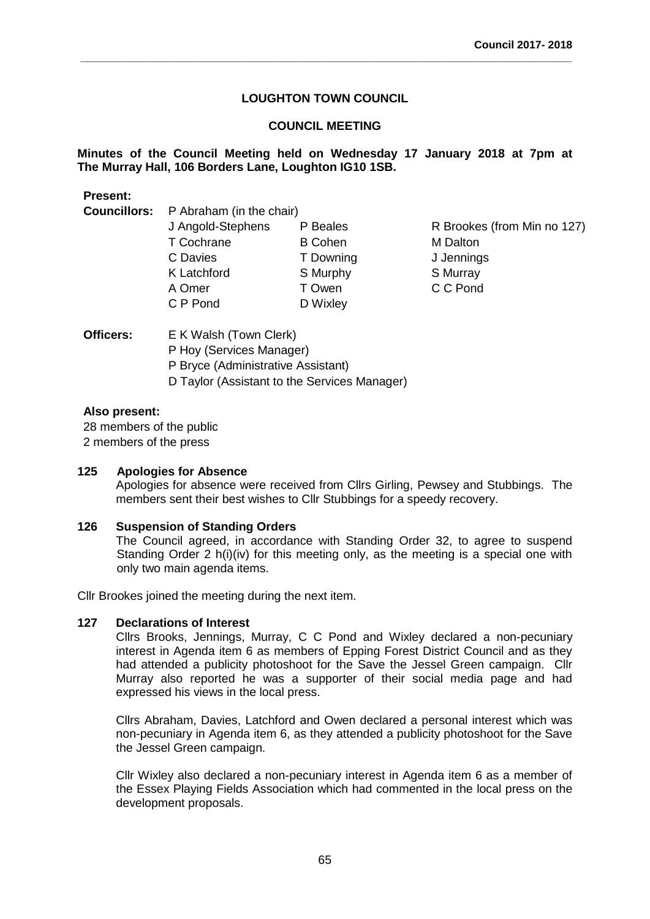**LOUGHTON TOWN COUNCIL**

**COUNCIL MEETING**

**Minutes of the Council Meeting held on Wednesday 17 January 2018 at 7pm at The Murray Hall, 106 Borders Lane, Loughton IG10 1SB.**

**Present:**

**Councillors:** P Abraham (in the chair)

| | | |
|---|---|---|
| J Angold-Stephens | P Beales | R Brookes (from Min no 127) |
| T Cochrane | B Cohen | M Dalton |
| C Davies | T Downing | J Jennings |
| K Latchford | S Murphy | S Murray |
| A Omer | T Owen | C C Pond |
| C P Pond | D Wixley | |

**Officers:** E K Walsh (Town Clerk)
P Hoy (Services Manager)
P Bryce (Administrative Assistant)
D Taylor (Assistant to the Services Manager)

**Also present:**

28 members of the public
2 members of the press

**125 Apologies for Absence**

Apologies for absence were received from Cllrs Girling, Pewsey and Stubbings. The members sent their best wishes to Cllr Stubbings for a speedy recovery.

**126 Suspension of Standing Orders**

The Council agreed, in accordance with Standing Order 32, to agree to suspend Standing Order 2 h(i)(iv) for this meeting only, as the meeting is a special one with only two main agenda items.

Cllr Brookes joined the meeting during the next item.

**127 Declarations of Interest**

Cllrs Brooks, Jennings, Murray, C C Pond and Wixley declared a non-pecuniary interest in Agenda item 6 as members of Epping Forest District Council and as they had attended a publicity photoshoot for the Save the Jessel Green campaign. Cllr Murray also reported he was a supporter of their social media page and had expressed his views in the local press.

Cllrs Abraham, Davies, Latchford and Owen declared a personal interest which was non-pecuniary in Agenda item 6, as they attended a publicity photoshoot for the Save the Jessel Green campaign.

Cllr Wixley also declared a non-pecuniary interest in Agenda item 6 as a member of the Essex Playing Fields Association which had commented in the local press on the development proposals.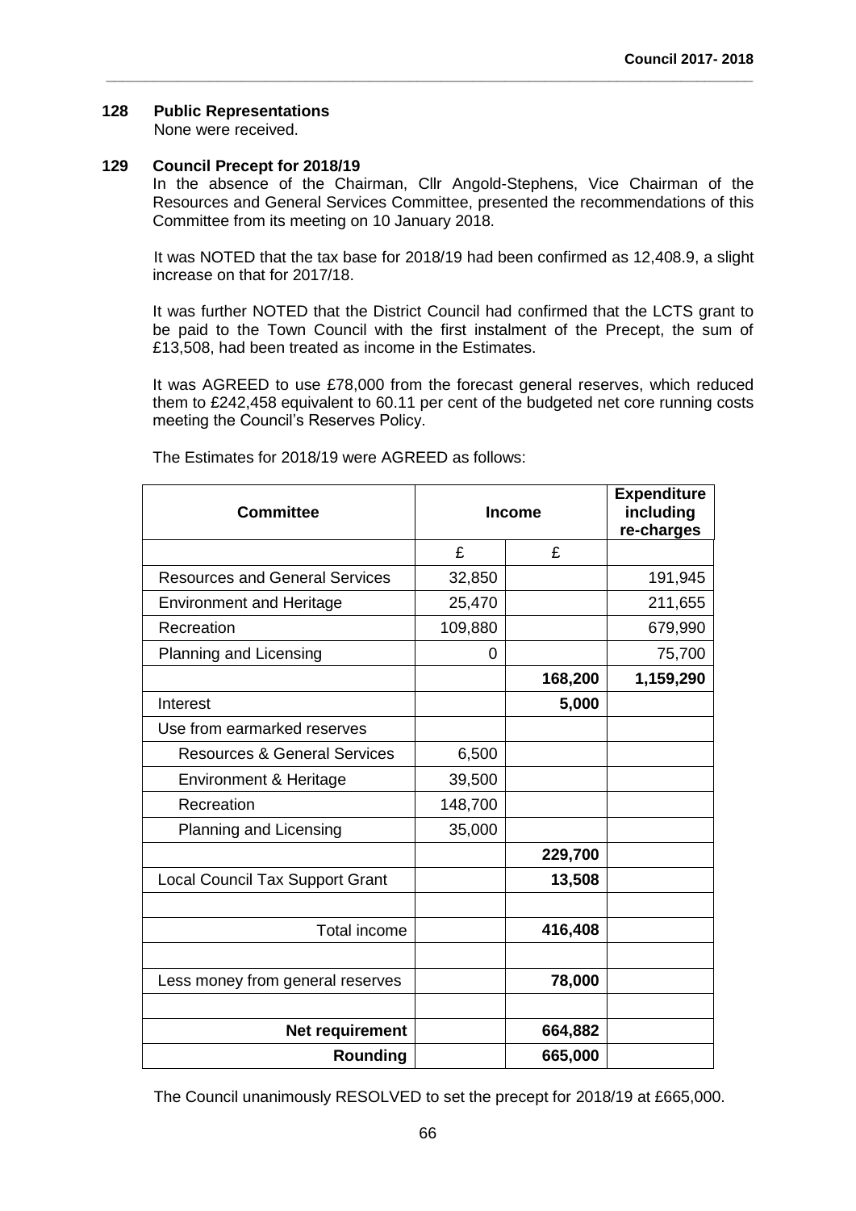## 128 Public Representations

None were received.

## 129 Council Precept for 2018/19

In the absence of the Chairman, Cllr Angold-Stephens, Vice Chairman of the Resources and General Services Committee, presented the recommendations of this Committee from its meeting on 10 January 2018.

It was NOTED that the tax base for 2018/19 had been confirmed as 12,408.9, a slight increase on that for 2017/18.

It was further NOTED that the District Council had confirmed that the LCTS grant to be paid to the Town Council with the first instalment of the Precept, the sum of £13,508, had been treated as income in the Estimates.

It was AGREED to use £78,000 from the forecast general reserves, which reduced them to £242,458 equivalent to 60.11 per cent of the budgeted net core running costs meeting the Council's Reserves Policy.

The Estimates for 2018/19 were AGREED as follows:

| Committee | Income | | Expenditure including re-charges |
|---|---|---|---|
| | £ | £ | |
| Resources and General Services | 32,850 | | 191,945 |
| Environment and Heritage | 25,470 | | 211,655 |
| Recreation | 109,880 | | 679,990 |
| Planning and Licensing | 0 | | 75,700 |
| | | **168,200** | **1,159,290** |
| Interest | | **5,000** | |
| Use from earmarked reserves | | | |
| Resources & General Services | 6,500 | | |
| Environment & Heritage | 39,500 | | |
| Recreation | 148,700 | | |
| Planning and Licensing | 35,000 | | |
| | | **229,700** | |
| Local Council Tax Support Grant | | **13,508** | |
| | | | |
| Total income | | **416,408** | |
| | | | |
| Less money from general reserves | | **78,000** | |
| | | | |
| **Net requirement** | | **664,882** | |
| **Rounding** | | **665,000** | |

The Council unanimously RESOLVED to set the precept for 2018/19 at £665,000.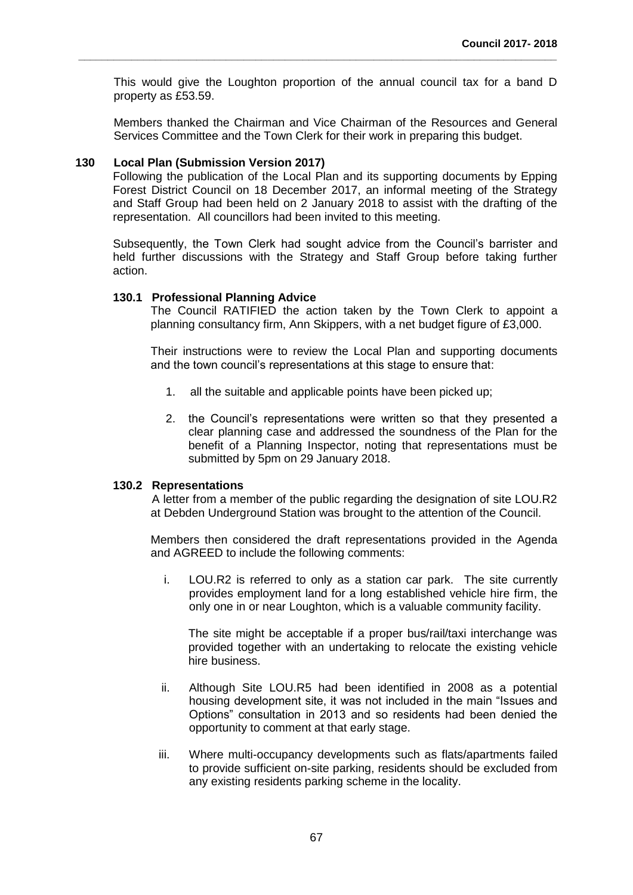This would give the Loughton proportion of the annual council tax for a band D property as £53.59.

Members thanked the Chairman and Vice Chairman of the Resources and General Services Committee and the Town Clerk for their work in preparing this budget.

## 130 Local Plan (Submission Version 2017)

Following the publication of the Local Plan and its supporting documents by Epping Forest District Council on 18 December 2017, an informal meeting of the Strategy and Staff Group had been held on 2 January 2018 to assist with the drafting of the representation. All councillors had been invited to this meeting.

Subsequently, the Town Clerk had sought advice from the Council's barrister and held further discussions with the Strategy and Staff Group before taking further action.

### 130.1 Professional Planning Advice

The Council RATIFIED the action taken by the Town Clerk to appoint a planning consultancy firm, Ann Skippers, with a net budget figure of £3,000.

Their instructions were to review the Local Plan and supporting documents and the town council's representations at this stage to ensure that:

1. all the suitable and applicable points have been picked up;
2. the Council's representations were written so that they presented a clear planning case and addressed the soundness of the Plan for the benefit of a Planning Inspector, noting that representations must be submitted by 5pm on 29 January 2018.

### 130.2 Representations

A letter from a member of the public regarding the designation of site LOU.R2 at Debden Underground Station was brought to the attention of the Council.

Members then considered the draft representations provided in the Agenda and AGREED to include the following comments:

i. LOU.R2 is referred to only as a station car park. The site currently provides employment land for a long established vehicle hire firm, the only one in or near Loughton, which is a valuable community facility.

   The site might be acceptable if a proper bus/rail/taxi interchange was provided together with an undertaking to relocate the existing vehicle hire business.

ii. Although Site LOU.R5 had been identified in 2008 as a potential housing development site, it was not included in the main "Issues and Options" consultation in 2013 and so residents had been denied the opportunity to comment at that early stage.

iii. Where multi-occupancy developments such as flats/apartments failed to provide sufficient on-site parking, residents should be excluded from any existing residents parking scheme in the locality.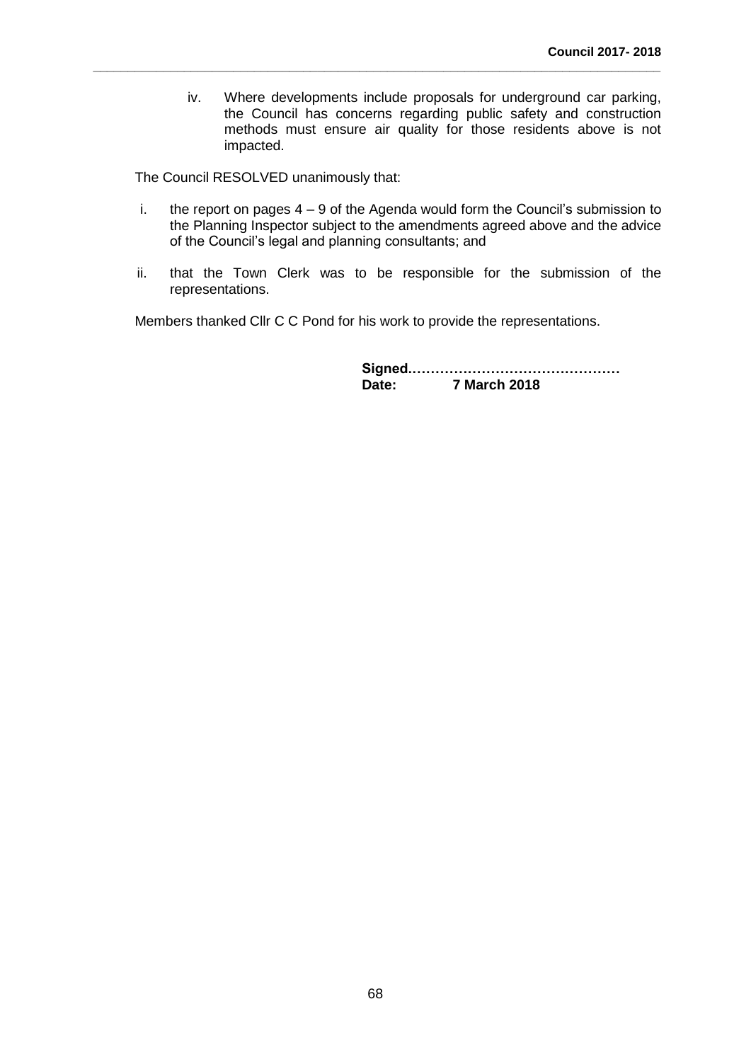iv. Where developments include proposals for underground car parking, the Council has concerns regarding public safety and construction methods must ensure air quality for those residents above is not impacted.

The Council RESOLVED unanimously that:

i. the report on pages 4 – 9 of the Agenda would form the Council's submission to the Planning Inspector subject to the amendments agreed above and the advice of the Council's legal and planning consultants; and

ii. that the Town Clerk was to be responsible for the submission of the representations.

Members thanked Cllr C C Pond for his work to provide the representations.

**Signed.........................................**
**Date: 7 March 2018**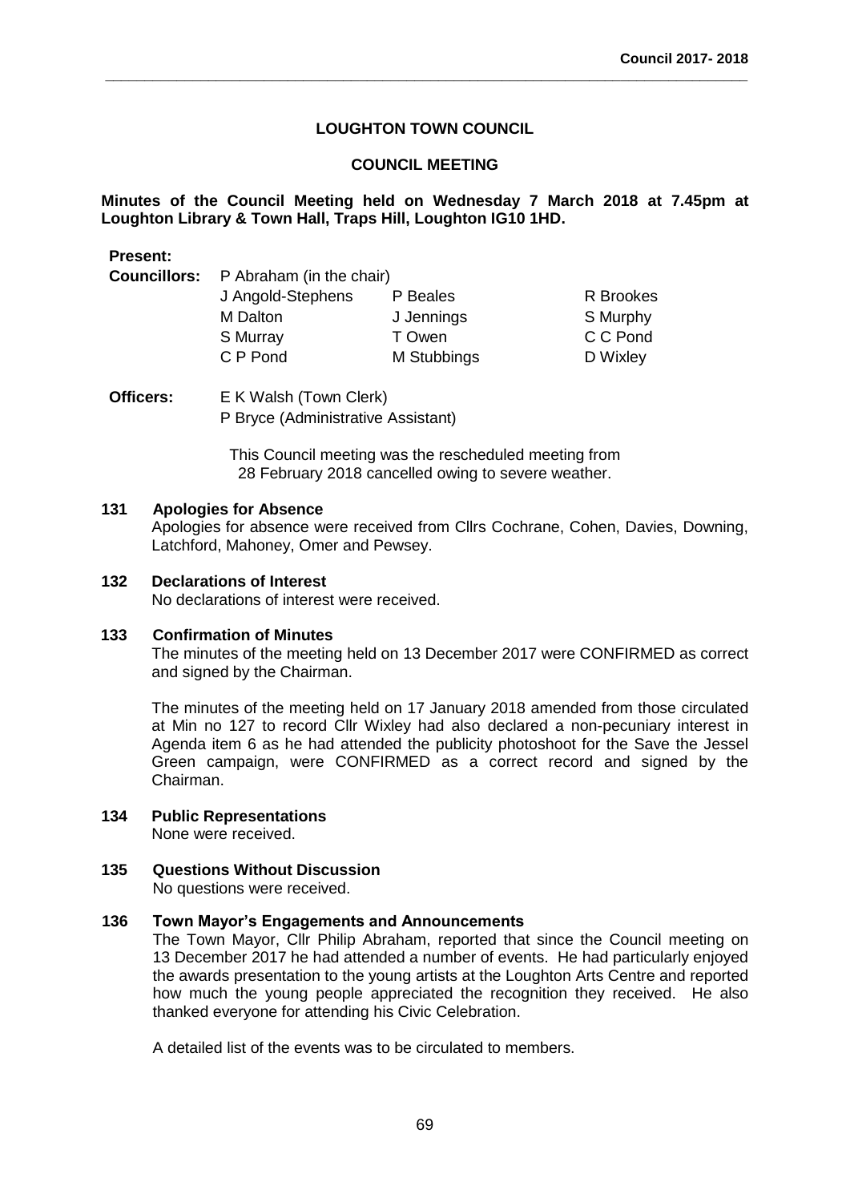**LOUGHTON TOWN COUNCIL**

**COUNCIL MEETING**

**Minutes of the Council Meeting held on Wednesday 7 March 2018 at 7.45pm at Loughton Library & Town Hall, Traps Hill, Loughton IG10 1HD.**

**Present:**

**Councillors:** P Abraham (in the chair)

| | | |
|---|---|---|
| J Angold-Stephens | P Beales | R Brookes |
| M Dalton | J Jennings | S Murphy |
| S Murray | T Owen | C C Pond |
| C P Pond | M Stubbings | D Wixley |

**Officers:** E K Walsh (Town Clerk)
P Bryce (Administrative Assistant)

This Council meeting was the rescheduled meeting from 28 February 2018 cancelled owing to severe weather.

**131 Apologies for Absence**

Apologies for absence were received from Cllrs Cochrane, Cohen, Davies, Downing, Latchford, Mahoney, Omer and Pewsey.

**132 Declarations of Interest**

No declarations of interest were received.

**133 Confirmation of Minutes**

The minutes of the meeting held on 13 December 2017 were CONFIRMED as correct and signed by the Chairman.

The minutes of the meeting held on 17 January 2018 amended from those circulated at Min no 127 to record Cllr Wixley had also declared a non-pecuniary interest in Agenda item 6 as he had attended the publicity photoshoot for the Save the Jessel Green campaign, were CONFIRMED as a correct record and signed by the Chairman.

**134 Public Representations**

None were received.

**135 Questions Without Discussion**

No questions were received.

**136 Town Mayor's Engagements and Announcements**

The Town Mayor, Cllr Philip Abraham, reported that since the Council meeting on 13 December 2017 he had attended a number of events. He had particularly enjoyed the awards presentation to the young artists at the Loughton Arts Centre and reported how much the young people appreciated the recognition they received. He also thanked everyone for attending his Civic Celebration.

A detailed list of the events was to be circulated to members.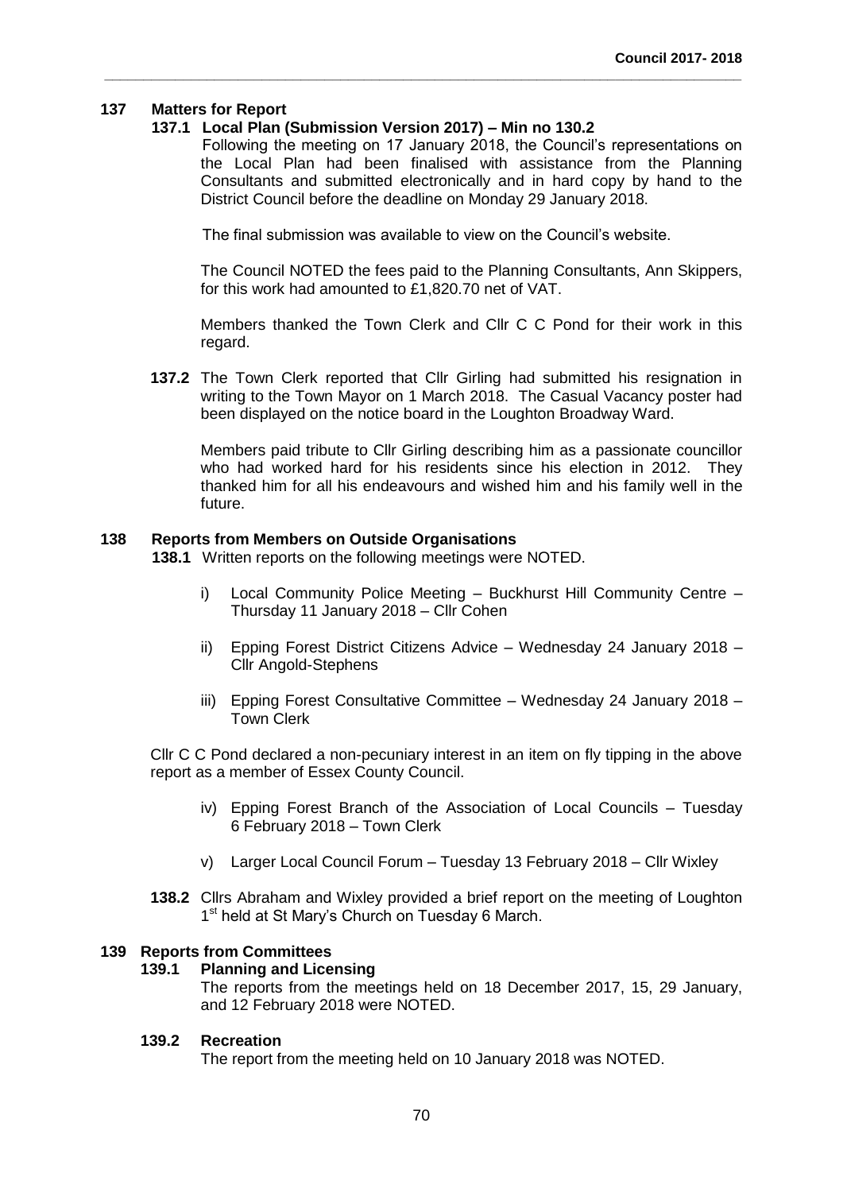### 137 Matters for Report

**137.1 Local Plan (Submission Version 2017) – Min no 130.2**

Following the meeting on 17 January 2018, the Council's representations on the Local Plan had been finalised with assistance from the Planning Consultants and submitted electronically and in hard copy by hand to the District Council before the deadline on Monday 29 January 2018.

The final submission was available to view on the Council's website.

The Council NOTED the fees paid to the Planning Consultants, Ann Skippers, for this work had amounted to £1,820.70 net of VAT.

Members thanked the Town Clerk and Cllr C C Pond for their work in this regard.

**137.2** The Town Clerk reported that Cllr Girling had submitted his resignation in writing to the Town Mayor on 1 March 2018. The Casual Vacancy poster had been displayed on the notice board in the Loughton Broadway Ward.

Members paid tribute to Cllr Girling describing him as a passionate councillor who had worked hard for his residents since his election in 2012. They thanked him for all his endeavours and wished him and his family well in the future.

### 138 Reports from Members on Outside Organisations

**138.1** Written reports on the following meetings were NOTED.

i) Local Community Police Meeting – Buckhurst Hill Community Centre – Thursday 11 January 2018 – Cllr Cohen

ii) Epping Forest District Citizens Advice – Wednesday 24 January 2018 – Cllr Angold-Stephens

iii) Epping Forest Consultative Committee – Wednesday 24 January 2018 – Town Clerk

Cllr C C Pond declared a non-pecuniary interest in an item on fly tipping in the above report as a member of Essex County Council.

iv) Epping Forest Branch of the Association of Local Councils – Tuesday 6 February 2018 – Town Clerk

v) Larger Local Council Forum – Tuesday 13 February 2018 – Cllr Wixley

**138.2** Cllrs Abraham and Wixley provided a brief report on the meeting of Loughton 1st held at St Mary's Church on Tuesday 6 March.

### 139 Reports from Committees

**139.1 Planning and Licensing**

The reports from the meetings held on 18 December 2017, 15, 29 January, and 12 February 2018 were NOTED.

**139.2 Recreation**

The report from the meeting held on 10 January 2018 was NOTED.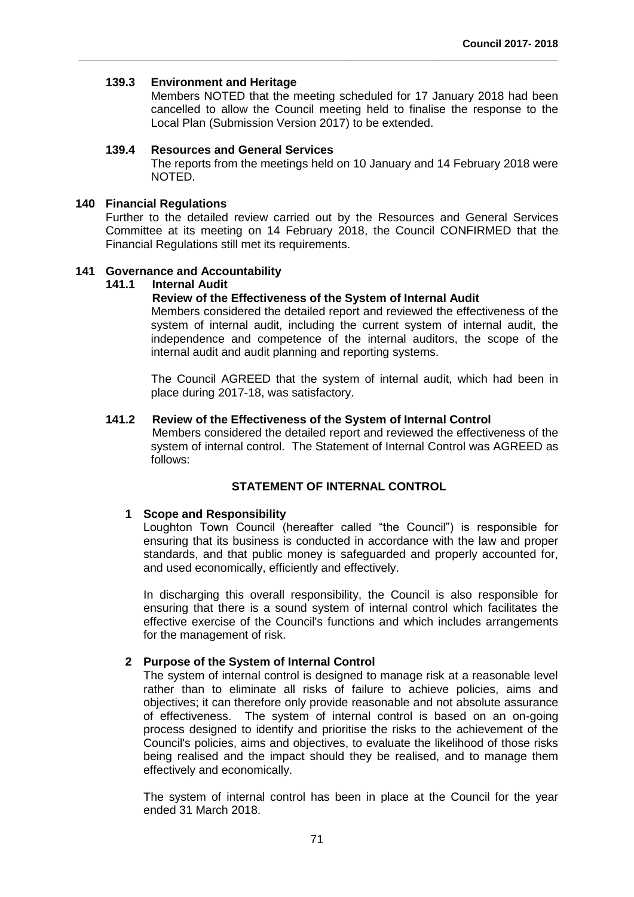### 139.3 Environment and Heritage

Members NOTED that the meeting scheduled for 17 January 2018 had been cancelled to allow the Council meeting held to finalise the response to the Local Plan (Submission Version 2017) to be extended.

### 139.4 Resources and General Services

The reports from the meetings held on 10 January and 14 February 2018 were NOTED.

## 140 Financial Regulations

Further to the detailed review carried out by the Resources and General Services Committee at its meeting on 14 February 2018, the Council CONFIRMED that the Financial Regulations still met its requirements.

## 141 Governance and Accountability

### 141.1 Internal Audit

**Review of the Effectiveness of the System of Internal Audit**

Members considered the detailed report and reviewed the effectiveness of the system of internal audit, including the current system of internal audit, the independence and competence of the internal auditors, the scope of the internal audit and audit planning and reporting systems.

The Council AGREED that the system of internal audit, which had been in place during 2017-18, was satisfactory.

### 141.2 Review of the Effectiveness of the System of Internal Control

Members considered the detailed report and reviewed the effectiveness of the system of internal control. The Statement of Internal Control was AGREED as follows:

**STATEMENT OF INTERNAL CONTROL**

**1 Scope and Responsibility**

Loughton Town Council (hereafter called "the Council") is responsible for ensuring that its business is conducted in accordance with the law and proper standards, and that public money is safeguarded and properly accounted for, and used economically, efficiently and effectively.

In discharging this overall responsibility, the Council is also responsible for ensuring that there is a sound system of internal control which facilitates the effective exercise of the Council's functions and which includes arrangements for the management of risk.

**2 Purpose of the System of Internal Control**

The system of internal control is designed to manage risk at a reasonable level rather than to eliminate all risks of failure to achieve policies, aims and objectives; it can therefore only provide reasonable and not absolute assurance of effectiveness. The system of internal control is based on an on-going process designed to identify and prioritise the risks to the achievement of the Council's policies, aims and objectives, to evaluate the likelihood of those risks being realised and the impact should they be realised, and to manage them effectively and economically.

The system of internal control has been in place at the Council for the year ended 31 March 2018.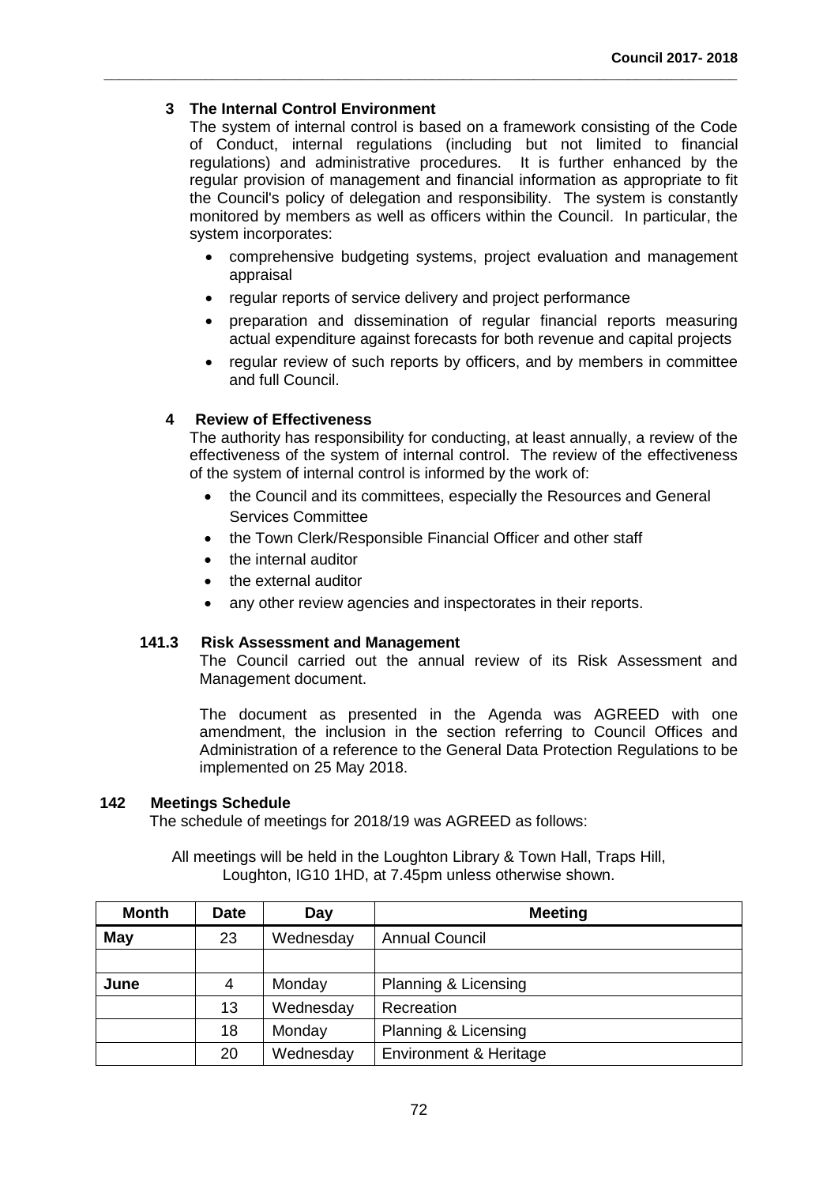### 3 The Internal Control Environment

The system of internal control is based on a framework consisting of the Code of Conduct, internal regulations (including but not limited to financial regulations) and administrative procedures. It is further enhanced by the regular provision of management and financial information as appropriate to fit the Council's policy of delegation and responsibility. The system is constantly monitored by members as well as officers within the Council. In particular, the system incorporates:

- comprehensive budgeting systems, project evaluation and management appraisal
- regular reports of service delivery and project performance
- preparation and dissemination of regular financial reports measuring actual expenditure against forecasts for both revenue and capital projects
- regular review of such reports by officers, and by members in committee and full Council.

### 4 Review of Effectiveness

The authority has responsibility for conducting, at least annually, a review of the effectiveness of the system of internal control. The review of the effectiveness of the system of internal control is informed by the work of:

- the Council and its committees, especially the Resources and General Services Committee
- the Town Clerk/Responsible Financial Officer and other staff
- the internal auditor
- the external auditor
- any other review agencies and inspectorates in their reports.

### 141.3 Risk Assessment and Management

The Council carried out the annual review of its Risk Assessment and Management document.

The document as presented in the Agenda was AGREED with one amendment, the inclusion in the section referring to Council Offices and Administration of a reference to the General Data Protection Regulations to be implemented on 25 May 2018.

## 142 Meetings Schedule

The schedule of meetings for 2018/19 was AGREED as follows:

All meetings will be held in the Loughton Library & Town Hall, Traps Hill, Loughton, IG10 1HD, at 7.45pm unless otherwise shown.

| Month | Date | Day | Meeting |
|---|---|---|---|
| **May** | 23 | Wednesday | Annual Council |
| | | | |
| **June** | 4 | Monday | Planning & Licensing |
| | 13 | Wednesday | Recreation |
| | 18 | Monday | Planning & Licensing |
| | 20 | Wednesday | Environment & Heritage |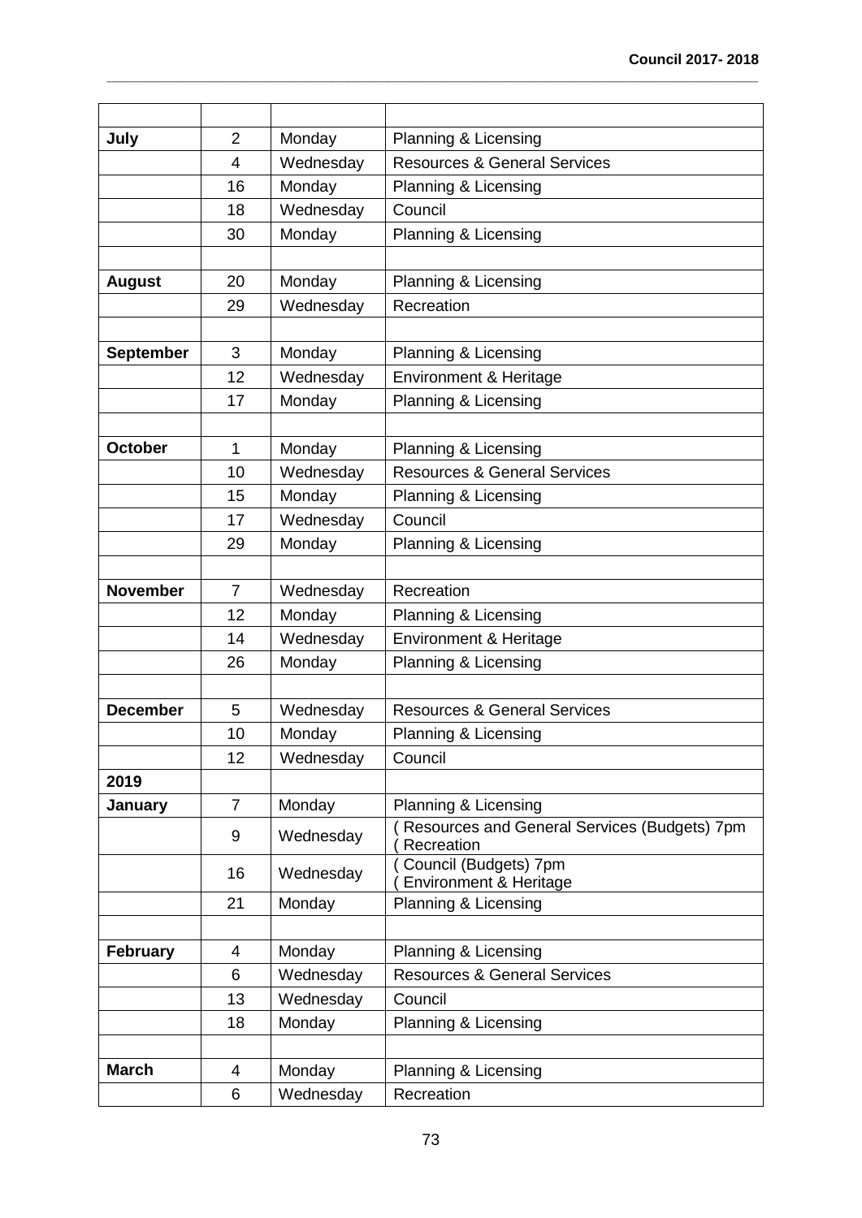| | | | |
|---|---|---|---|
| **July** | 2 | Monday | Planning & Licensing |
| | 4 | Wednesday | Resources & General Services |
| | 16 | Monday | Planning & Licensing |
| | 18 | Wednesday | Council |
| | 30 | Monday | Planning & Licensing |
| | | | |
| **August** | 20 | Monday | Planning & Licensing |
| | 29 | Wednesday | Recreation |
| | | | |
| **September** | 3 | Monday | Planning & Licensing |
| | 12 | Wednesday | Environment & Heritage |
| | 17 | Monday | Planning & Licensing |
| | | | |
| **October** | 1 | Monday | Planning & Licensing |
| | 10 | Wednesday | Resources & General Services |
| | 15 | Monday | Planning & Licensing |
| | 17 | Wednesday | Council |
| | 29 | Monday | Planning & Licensing |
| | | | |
| **November** | 7 | Wednesday | Recreation |
| | 12 | Monday | Planning & Licensing |
| | 14 | Wednesday | Environment & Heritage |
| | 26 | Monday | Planning & Licensing |
| | | | |
| **December** | 5 | Wednesday | Resources & General Services |
| | 10 | Monday | Planning & Licensing |
| | 12 | Wednesday | Council |
| **2019** | | | |
| **January** | 7 | Monday | Planning & Licensing |
| | 9 | Wednesday | ( Resources and General Services (Budgets) 7pm ( Recreation |
| | 16 | Wednesday | ( Council (Budgets) 7pm ( Environment & Heritage |
| | 21 | Monday | Planning & Licensing |
| | | | |
| **February** | 4 | Monday | Planning & Licensing |
| | 6 | Wednesday | Resources & General Services |
| | 13 | Wednesday | Council |
| | 18 | Monday | Planning & Licensing |
| | | | |
| **March** | 4 | Monday | Planning & Licensing |
| | 6 | Wednesday | Recreation |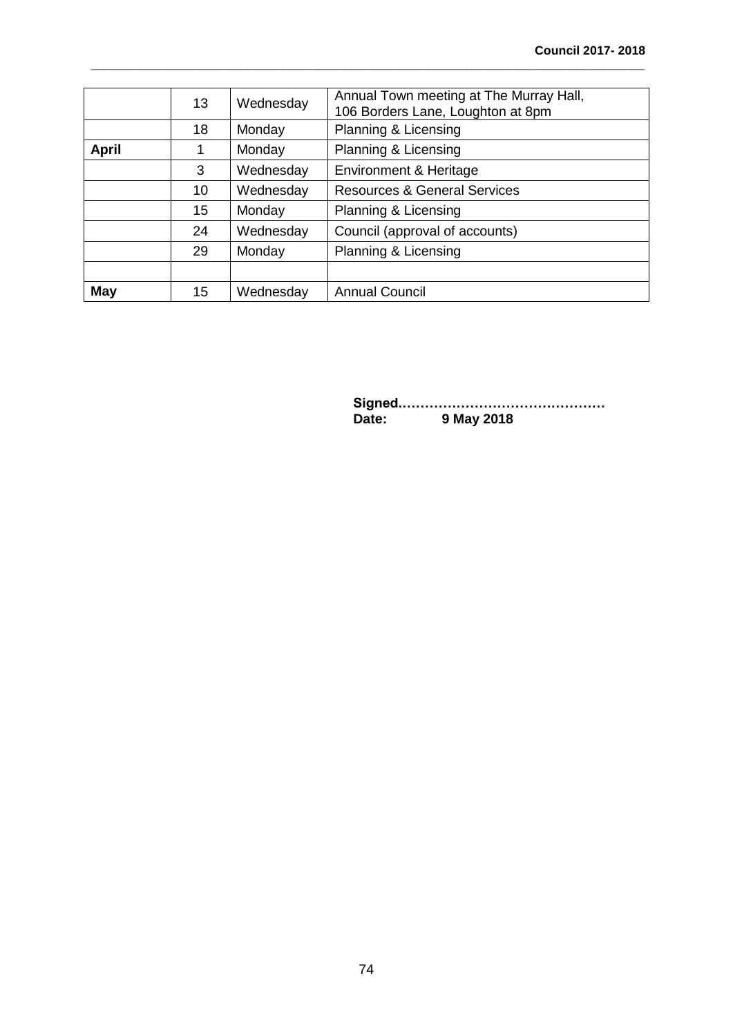| | | | |
|---|---|---|---|
| | 13 | Wednesday | Annual Town meeting at The Murray Hall, 106 Borders Lane, Loughton at 8pm |
| | 18 | Monday | Planning & Licensing |
| **April** | 1 | Monday | Planning & Licensing |
| | 3 | Wednesday | Environment & Heritage |
| | 10 | Wednesday | Resources & General Services |
| | 15 | Monday | Planning & Licensing |
| | 24 | Wednesday | Council (approval of accounts) |
| | 29 | Monday | Planning & Licensing |
| | | | |
| **May** | 15 | Wednesday | Annual Council |

**Signed………………………………………**
**Date: 9 May 2018**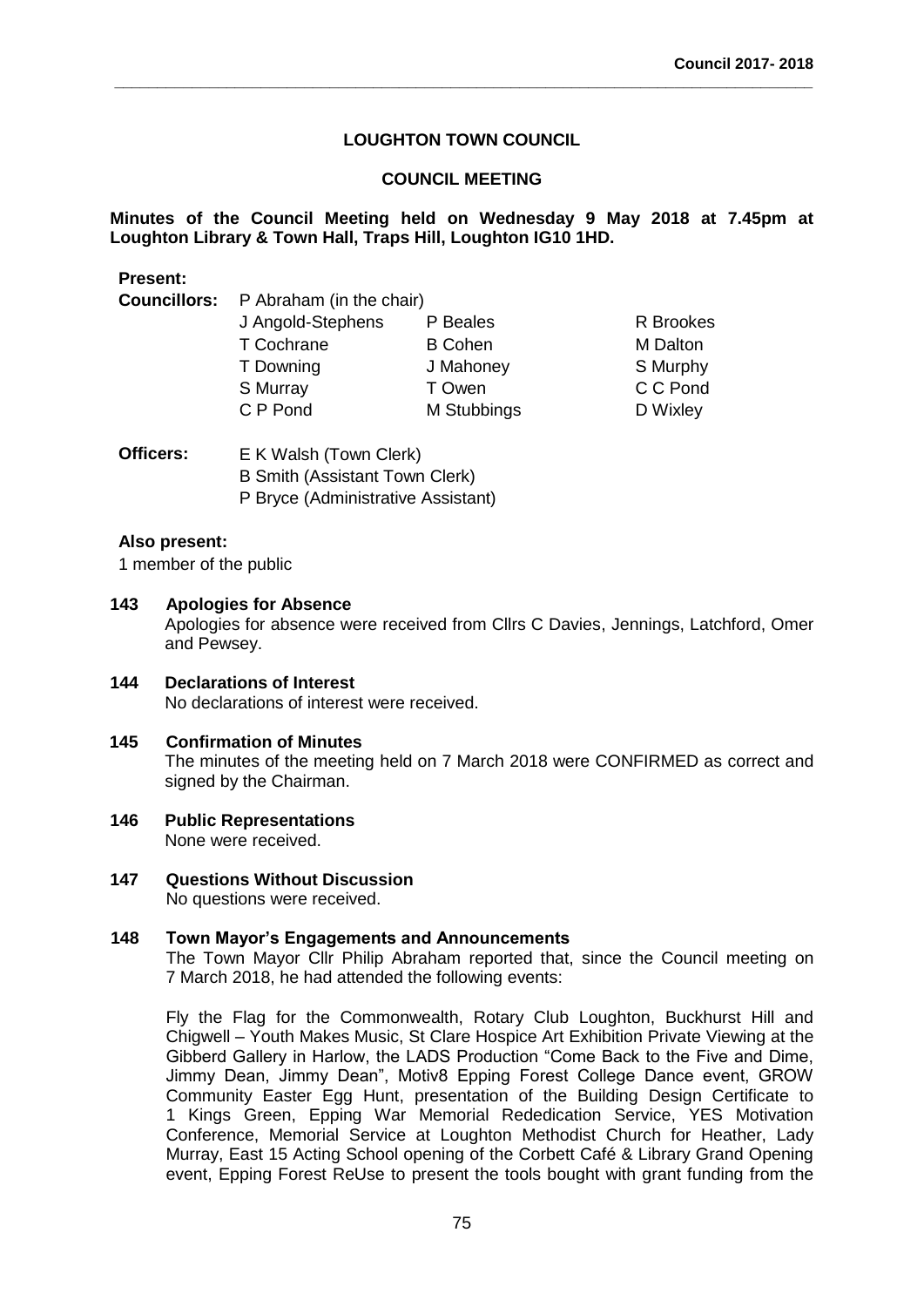## LOUGHTON TOWN COUNCIL

## COUNCIL MEETING

**Minutes of the Council Meeting held on Wednesday 9 May 2018 at 7.45pm at Loughton Library & Town Hall, Traps Hill, Loughton IG10 1HD.**

**Present:**

**Councillors:** P Abraham (in the chair)

| | | |
|---|---|---|
| J Angold-Stephens | P Beales | R Brookes |
| T Cochrane | B Cohen | M Dalton |
| T Downing | J Mahoney | S Murphy |
| S Murray | T Owen | C C Pond |
| C P Pond | M Stubbings | D Wixley |

**Officers:** E K Walsh (Town Clerk)
B Smith (Assistant Town Clerk)
P Bryce (Administrative Assistant)

**Also present:**

1 member of the public

**143 Apologies for Absence**

Apologies for absence were received from Cllrs C Davies, Jennings, Latchford, Omer and Pewsey.

**144 Declarations of Interest**

No declarations of interest were received.

**145 Confirmation of Minutes**

The minutes of the meeting held on 7 March 2018 were CONFIRMED as correct and signed by the Chairman.

**146 Public Representations**

None were received.

**147 Questions Without Discussion**

No questions were received.

**148 Town Mayor's Engagements and Announcements**

The Town Mayor Cllr Philip Abraham reported that, since the Council meeting on 7 March 2018, he had attended the following events:

Fly the Flag for the Commonwealth, Rotary Club Loughton, Buckhurst Hill and Chigwell – Youth Makes Music, St Clare Hospice Art Exhibition Private Viewing at the Gibberd Gallery in Harlow, the LADS Production "Come Back to the Five and Dime, Jimmy Dean, Jimmy Dean", Motiv8 Epping Forest College Dance event, GROW Community Easter Egg Hunt, presentation of the Building Design Certificate to 1 Kings Green, Epping War Memorial Rededication Service, YES Motivation Conference, Memorial Service at Loughton Methodist Church for Heather, Lady Murray, East 15 Acting School opening of the Corbett Café & Library Grand Opening event, Epping Forest ReUse to present the tools bought with grant funding from the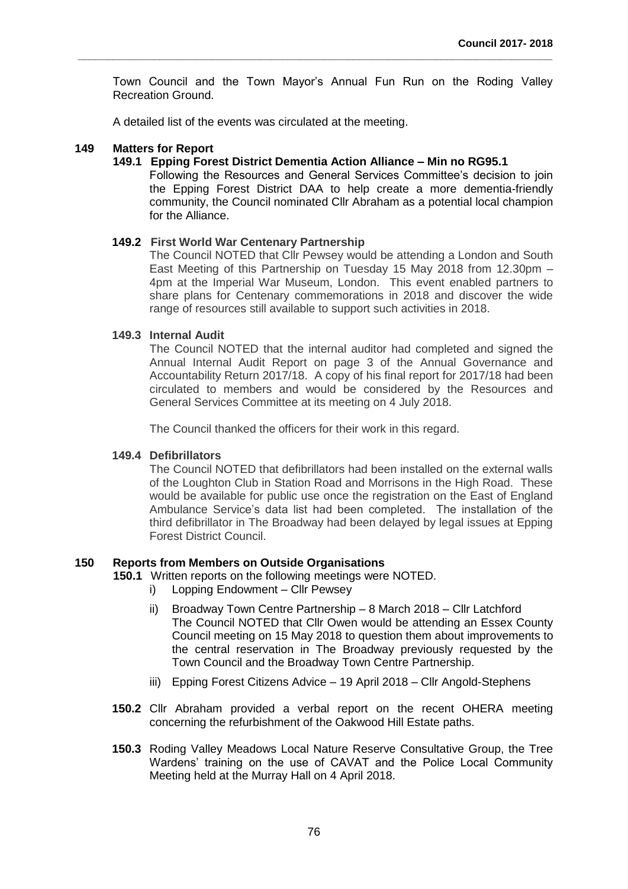Town Council and the Town Mayor's Annual Fun Run on the Roding Valley Recreation Ground.

A detailed list of the events was circulated at the meeting.

**149 Matters for Report**

**149.1 Epping Forest District Dementia Action Alliance – Min no RG95.1**

Following the Resources and General Services Committee's decision to join the Epping Forest District DAA to help create a more dementia-friendly community, the Council nominated Cllr Abraham as a potential local champion for the Alliance.

**149.2 First World War Centenary Partnership**

The Council NOTED that Cllr Pewsey would be attending a London and South East Meeting of this Partnership on Tuesday 15 May 2018 from 12.30pm – 4pm at the Imperial War Museum, London. This event enabled partners to share plans for Centenary commemorations in 2018 and discover the wide range of resources still available to support such activities in 2018.

**149.3 Internal Audit**

The Council NOTED that the internal auditor had completed and signed the Annual Internal Audit Report on page 3 of the Annual Governance and Accountability Return 2017/18. A copy of his final report for 2017/18 had been circulated to members and would be considered by the Resources and General Services Committee at its meeting on 4 July 2018.

The Council thanked the officers for their work in this regard.

**149.4 Defibrillators**

The Council NOTED that defibrillators had been installed on the external walls of the Loughton Club in Station Road and Morrisons in the High Road. These would be available for public use once the registration on the East of England Ambulance Service's data list had been completed. The installation of the third defibrillator in The Broadway had been delayed by legal issues at Epping Forest District Council.

**150 Reports from Members on Outside Organisations**

**150.1** Written reports on the following meetings were NOTED.

i) Lopping Endowment – Cllr Pewsey

ii) Broadway Town Centre Partnership – 8 March 2018 – Cllr Latchford
The Council NOTED that Cllr Owen would be attending an Essex County Council meeting on 15 May 2018 to question them about improvements to the central reservation in The Broadway previously requested by the Town Council and the Broadway Town Centre Partnership.

iii) Epping Forest Citizens Advice – 19 April 2018 – Cllr Angold-Stephens

**150.2** Cllr Abraham provided a verbal report on the recent OHERA meeting concerning the refurbishment of the Oakwood Hill Estate paths.

**150.3** Roding Valley Meadows Local Nature Reserve Consultative Group, the Tree Wardens' training on the use of CAVAT and the Police Local Community Meeting held at the Murray Hall on 4 April 2018.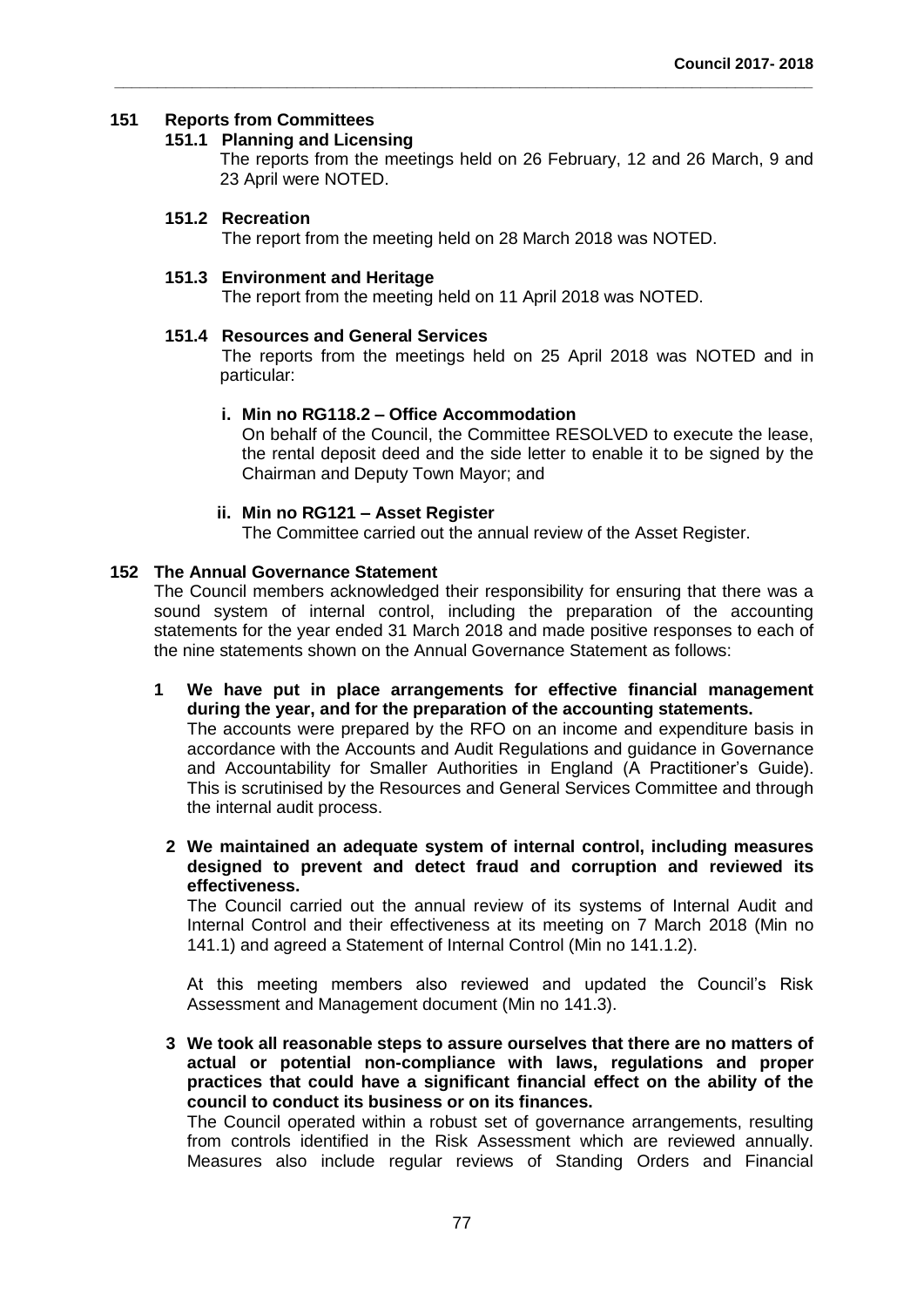**151 Reports from Committees**

**151.1 Planning and Licensing**

The reports from the meetings held on 26 February, 12 and 26 March, 9 and 23 April were NOTED.

**151.2 Recreation**

The report from the meeting held on 28 March 2018 was NOTED.

**151.3 Environment and Heritage**

The report from the meeting held on 11 April 2018 was NOTED.

**151.4 Resources and General Services**

The reports from the meetings held on 25 April 2018 was NOTED and in particular:

**i. Min no RG118.2 – Office Accommodation**

On behalf of the Council, the Committee RESOLVED to execute the lease, the rental deposit deed and the side letter to enable it to be signed by the Chairman and Deputy Town Mayor; and

**ii. Min no RG121 – Asset Register**

The Committee carried out the annual review of the Asset Register.

**152 The Annual Governance Statement**

The Council members acknowledged their responsibility for ensuring that there was a sound system of internal control, including the preparation of the accounting statements for the year ended 31 March 2018 and made positive responses to each of the nine statements shown on the Annual Governance Statement as follows:

**1 We have put in place arrangements for effective financial management during the year, and for the preparation of the accounting statements.**

The accounts were prepared by the RFO on an income and expenditure basis in accordance with the Accounts and Audit Regulations and guidance in Governance and Accountability for Smaller Authorities in England (A Practitioner's Guide). This is scrutinised by the Resources and General Services Committee and through the internal audit process.

**2 We maintained an adequate system of internal control, including measures designed to prevent and detect fraud and corruption and reviewed its effectiveness.**

The Council carried out the annual review of its systems of Internal Audit and Internal Control and their effectiveness at its meeting on 7 March 2018 (Min no 141.1) and agreed a Statement of Internal Control (Min no 141.1.2).

At this meeting members also reviewed and updated the Council's Risk Assessment and Management document (Min no 141.3).

**3 We took all reasonable steps to assure ourselves that there are no matters of actual or potential non-compliance with laws, regulations and proper practices that could have a significant financial effect on the ability of the council to conduct its business or on its finances.**

The Council operated within a robust set of governance arrangements, resulting from controls identified in the Risk Assessment which are reviewed annually. Measures also include regular reviews of Standing Orders and Financial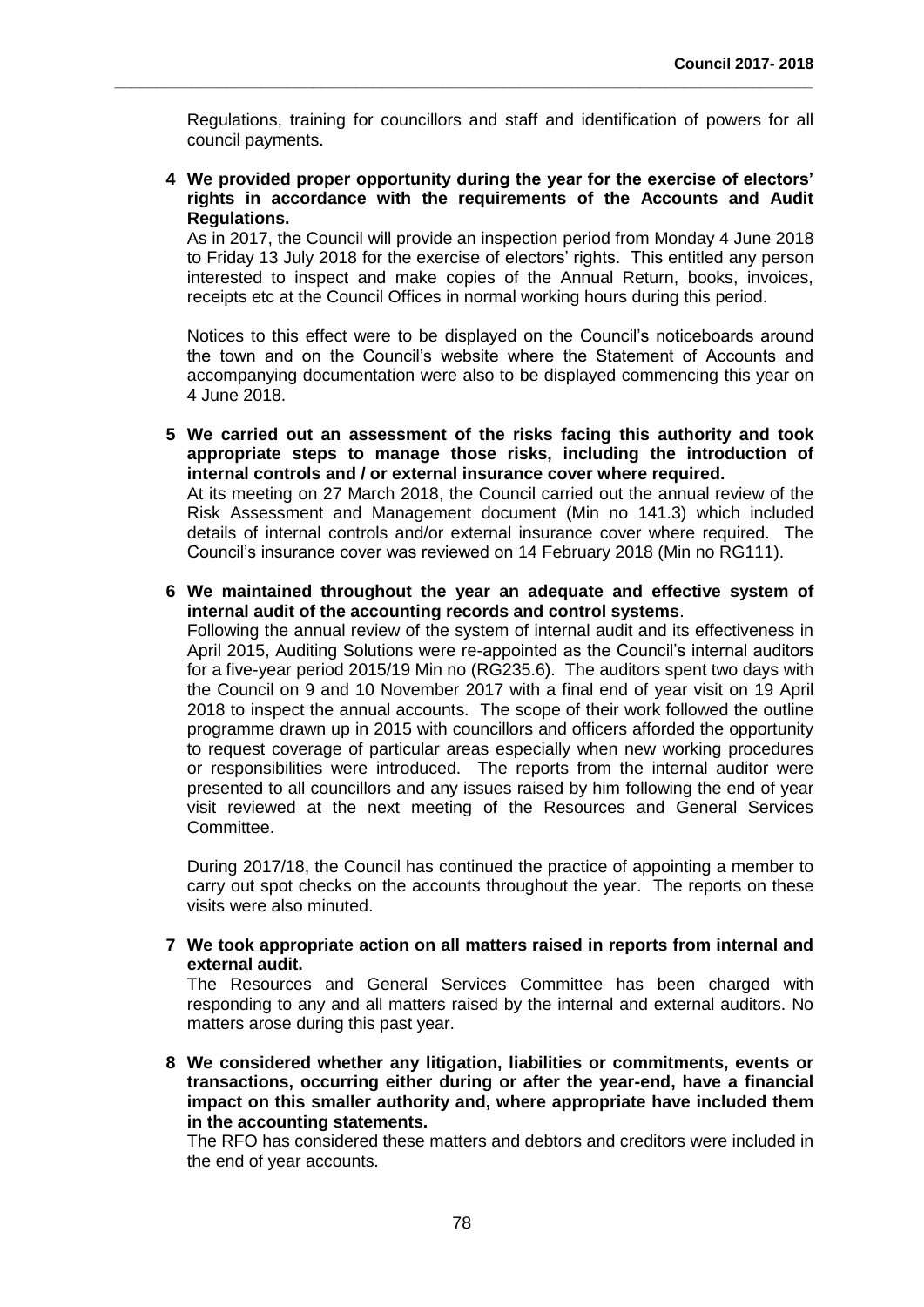Regulations, training for councillors and staff and identification of powers for all council payments.

**4 We provided proper opportunity during the year for the exercise of electors' rights in accordance with the requirements of the Accounts and Audit Regulations.**

As in 2017, the Council will provide an inspection period from Monday 4 June 2018 to Friday 13 July 2018 for the exercise of electors' rights. This entitled any person interested to inspect and make copies of the Annual Return, books, invoices, receipts etc at the Council Offices in normal working hours during this period.

Notices to this effect were to be displayed on the Council's noticeboards around the town and on the Council's website where the Statement of Accounts and accompanying documentation were also to be displayed commencing this year on 4 June 2018.

**5 We carried out an assessment of the risks facing this authority and took appropriate steps to manage those risks, including the introduction of internal controls and / or external insurance cover where required.**

At its meeting on 27 March 2018, the Council carried out the annual review of the Risk Assessment and Management document (Min no 141.3) which included details of internal controls and/or external insurance cover where required. The Council's insurance cover was reviewed on 14 February 2018 (Min no RG111).

**6 We maintained throughout the year an adequate and effective system of internal audit of the accounting records and control systems**.

Following the annual review of the system of internal audit and its effectiveness in April 2015, Auditing Solutions were re-appointed as the Council's internal auditors for a five-year period 2015/19 Min no (RG235.6). The auditors spent two days with the Council on 9 and 10 November 2017 with a final end of year visit on 19 April 2018 to inspect the annual accounts. The scope of their work followed the outline programme drawn up in 2015 with councillors and officers afforded the opportunity to request coverage of particular areas especially when new working procedures or responsibilities were introduced. The reports from the internal auditor were presented to all councillors and any issues raised by him following the end of year visit reviewed at the next meeting of the Resources and General Services Committee.

During 2017/18, the Council has continued the practice of appointing a member to carry out spot checks on the accounts throughout the year. The reports on these visits were also minuted.

**7 We took appropriate action on all matters raised in reports from internal and external audit.**

The Resources and General Services Committee has been charged with responding to any and all matters raised by the internal and external auditors. No matters arose during this past year.

**8 We considered whether any litigation, liabilities or commitments, events or transactions, occurring either during or after the year-end, have a financial impact on this smaller authority and, where appropriate have included them in the accounting statements.**

The RFO has considered these matters and debtors and creditors were included in the end of year accounts.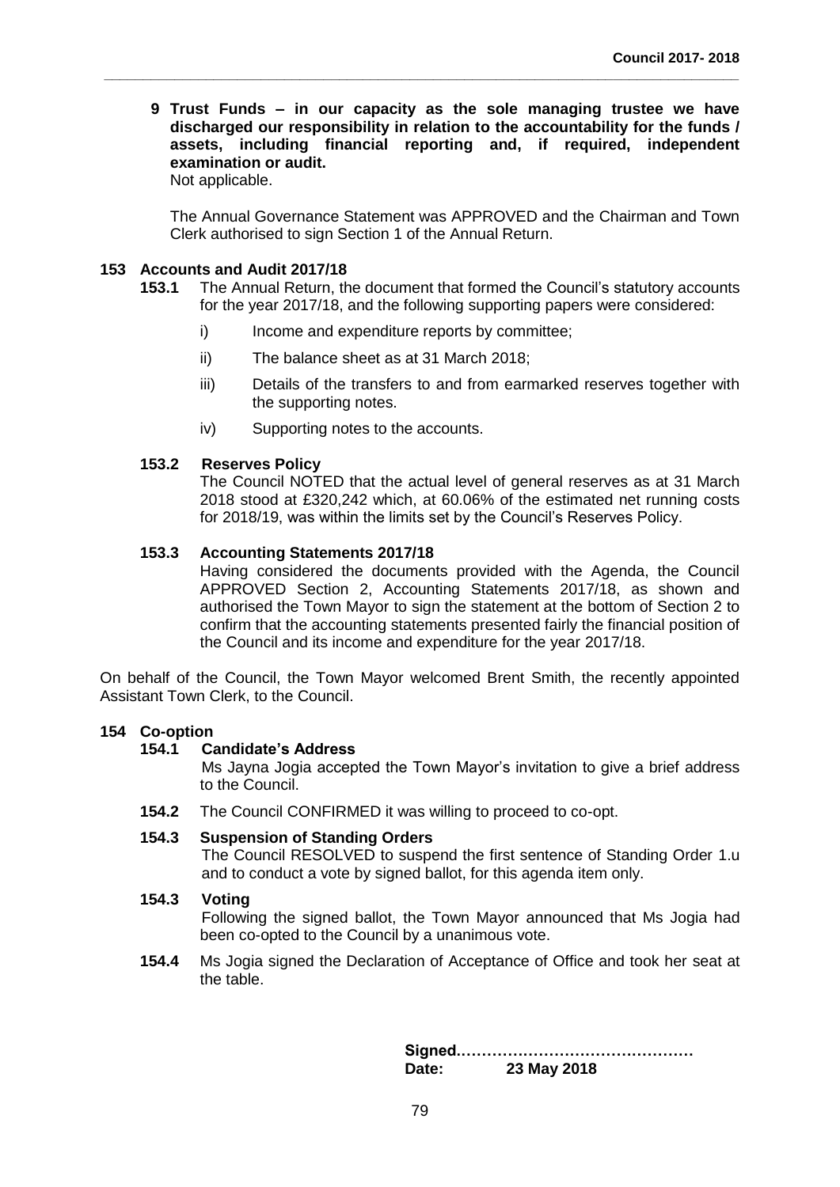**9 Trust Funds – in our capacity as the sole managing trustee we have discharged our responsibility in relation to the accountability for the funds / assets, including financial reporting and, if required, independent examination or audit.**

Not applicable.

The Annual Governance Statement was APPROVED and the Chairman and Town Clerk authorised to sign Section 1 of the Annual Return.

**153 Accounts and Audit 2017/18**

**153.1** The Annual Return, the document that formed the Council's statutory accounts for the year 2017/18, and the following supporting papers were considered:

i) Income and expenditure reports by committee;

ii) The balance sheet as at 31 March 2018;

iii) Details of the transfers to and from earmarked reserves together with the supporting notes.

iv) Supporting notes to the accounts.

**153.2 Reserves Policy**

The Council NOTED that the actual level of general reserves as at 31 March 2018 stood at £320,242 which, at 60.06% of the estimated net running costs for 2018/19, was within the limits set by the Council's Reserves Policy.

**153.3 Accounting Statements 2017/18**

Having considered the documents provided with the Agenda, the Council APPROVED Section 2, Accounting Statements 2017/18, as shown and authorised the Town Mayor to sign the statement at the bottom of Section 2 to confirm that the accounting statements presented fairly the financial position of the Council and its income and expenditure for the year 2017/18.

On behalf of the Council, the Town Mayor welcomed Brent Smith, the recently appointed Assistant Town Clerk, to the Council.

**154 Co-option**

**154.1 Candidate's Address**

Ms Jayna Jogia accepted the Town Mayor's invitation to give a brief address to the Council.

**154.2** The Council CONFIRMED it was willing to proceed to co-opt.

**154.3 Suspension of Standing Orders**

The Council RESOLVED to suspend the first sentence of Standing Order 1.u and to conduct a vote by signed ballot, for this agenda item only.

**154.3 Voting**

Following the signed ballot, the Town Mayor announced that Ms Jogia had been co-opted to the Council by a unanimous vote.

**154.4** Ms Jogia signed the Declaration of Acceptance of Office and took her seat at the table.

**Signed……………………………………**

**Date: 23 May 2018**